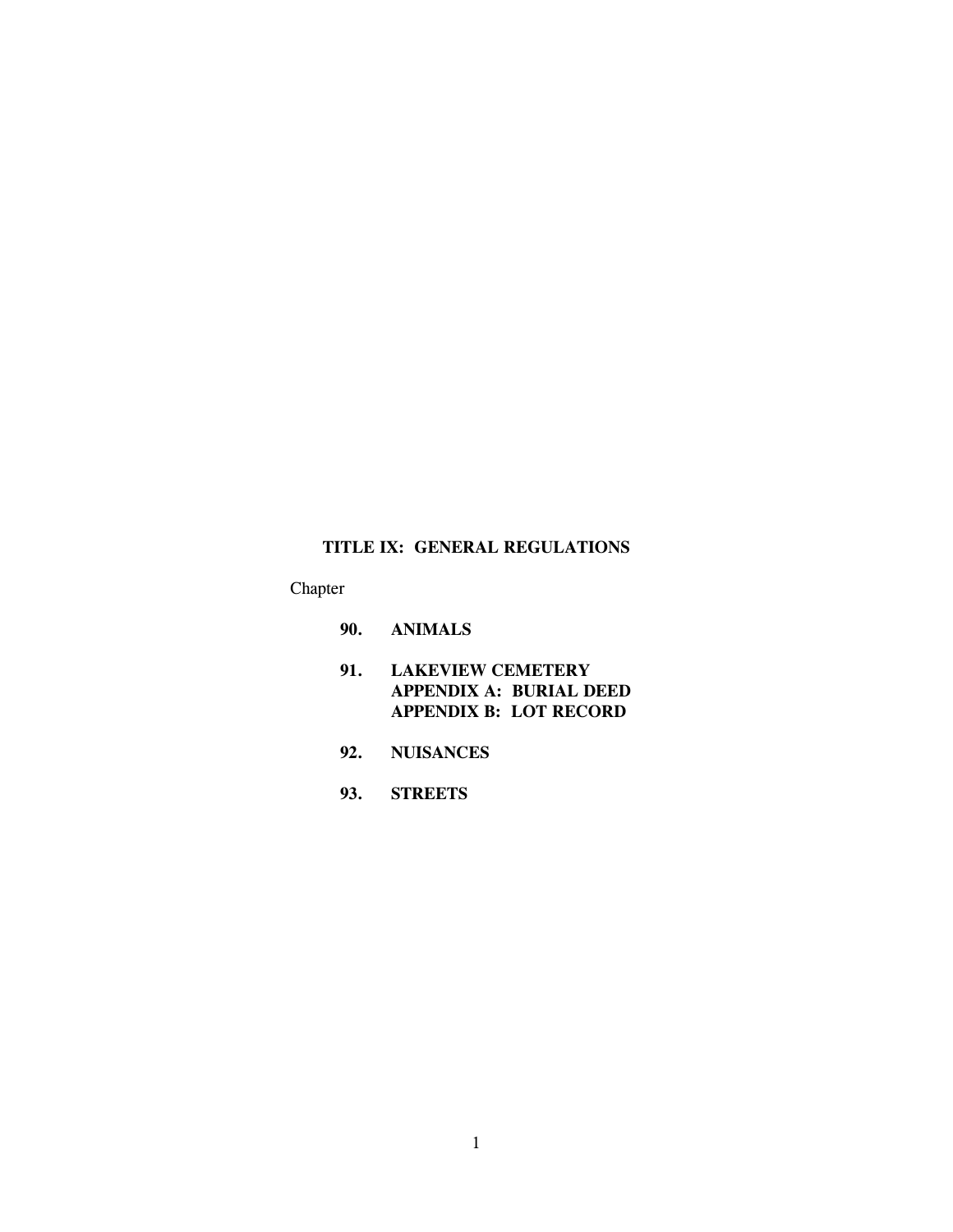# TITLE IX: GENERAL REGULATIONS

Chapter

**90. ANIMALS**

**91. LAKEVIEW CEMETERY**
**APPENDIX A: BURIAL DEED**
**APPENDIX B: LOT RECORD**

**92. NUISANCES**

**93. STREETS**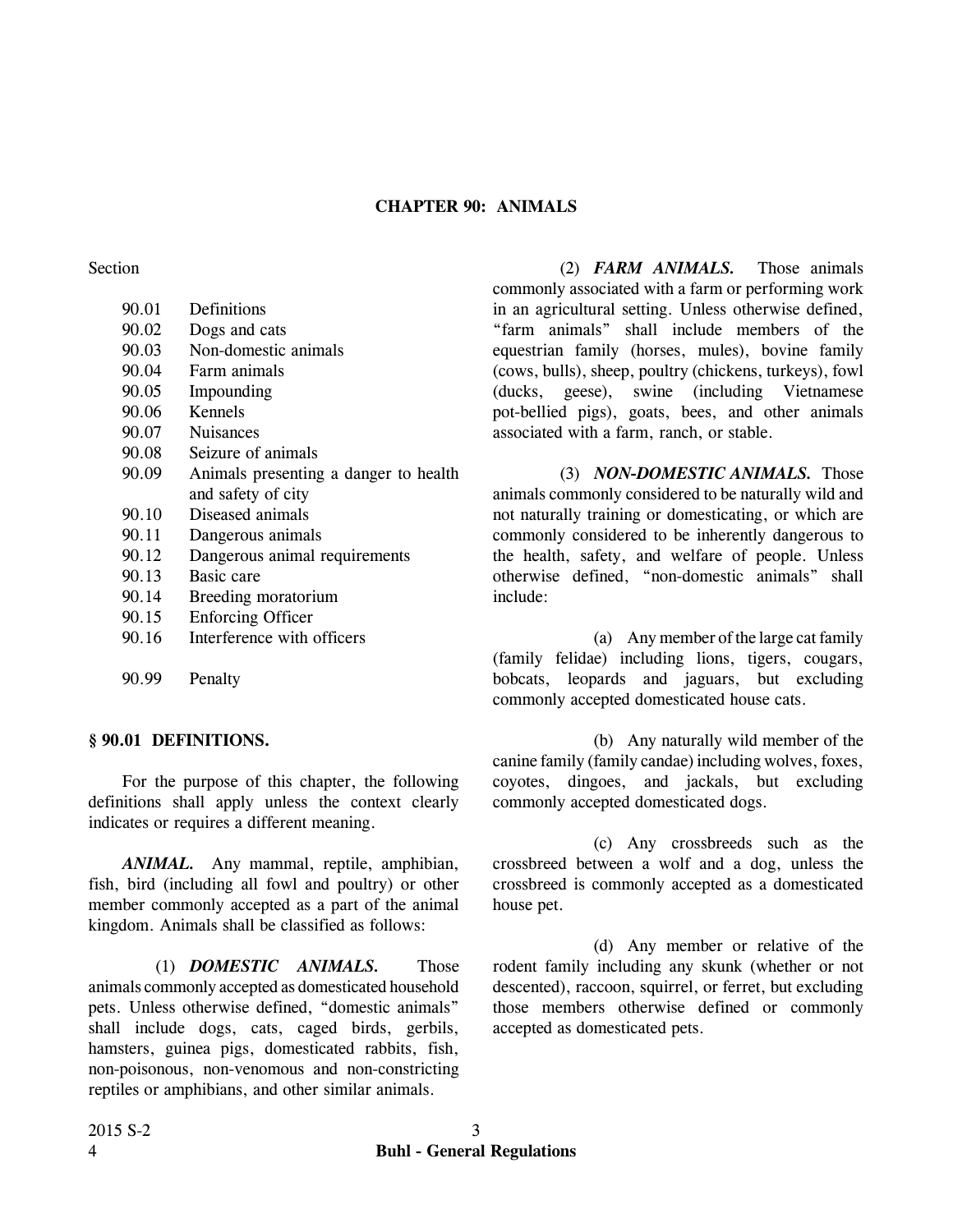# CHAPTER 90: ANIMALS

Section

| | |
|---|---|
| 90.01 | Definitions |
| 90.02 | Dogs and cats |
| 90.03 | Non-domestic animals |
| 90.04 | Farm animals |
| 90.05 | Impounding |
| 90.06 | Kennels |
| 90.07 | Nuisances |
| 90.08 | Seizure of animals |
| 90.09 | Animals presenting a danger to health and safety of city |
| 90.10 | Diseased animals |
| 90.11 | Dangerous animals |
| 90.12 | Dangerous animal requirements |
| 90.13 | Basic care |
| 90.14 | Breeding moratorium |
| 90.15 | Enforcing Officer |
| 90.16 | Interference with officers |
| | |
| 90.99 | Penalty |

## § 90.01 DEFINITIONS.

For the purpose of this chapter, the following definitions shall apply unless the context clearly indicates or requires a different meaning.

***ANIMAL.*** Any mammal, reptile, amphibian, fish, bird (including all fowl and poultry) or other member commonly accepted as a part of the animal kingdom. Animals shall be classified as follows:

(1) ***DOMESTIC ANIMALS.*** Those animals commonly accepted as domesticated household pets. Unless otherwise defined, "domestic animals" shall include dogs, cats, caged birds, gerbils, hamsters, guinea pigs, domesticated rabbits, fish, non-poisonous, non-venomous and non-constricting reptiles or amphibians, and other similar animals.

(2) ***FARM ANIMALS.*** Those animals commonly associated with a farm or performing work in an agricultural setting. Unless otherwise defined, "farm animals" shall include members of the equestrian family (horses, mules), bovine family (cows, bulls), sheep, poultry (chickens, turkeys), fowl (ducks, geese), swine (including Vietnamese pot-bellied pigs), goats, bees, and other animals associated with a farm, ranch, or stable.

(3) ***NON-DOMESTIC ANIMALS.*** Those animals commonly considered to be naturally wild and not naturally training or domesticating, or which are commonly considered to be inherently dangerous to the health, safety, and welfare of people. Unless otherwise defined, "non-domestic animals" shall include:

(a) Any member of the large cat family (family felidae) including lions, tigers, cougars, bobcats, leopards and jaguars, but excluding commonly accepted domesticated house cats.

(b) Any naturally wild member of the canine family (family candae) including wolves, foxes, coyotes, dingoes, and jackals, but excluding commonly accepted domesticated dogs.

(c) Any crossbreeds such as the crossbreed between a wolf and a dog, unless the crossbreed is commonly accepted as a domesticated house pet.

(d) Any member or relative of the rodent family including any skunk (whether or not descented), raccoon, squirrel, or ferret, but excluding those members otherwise defined or commonly accepted as domesticated pets.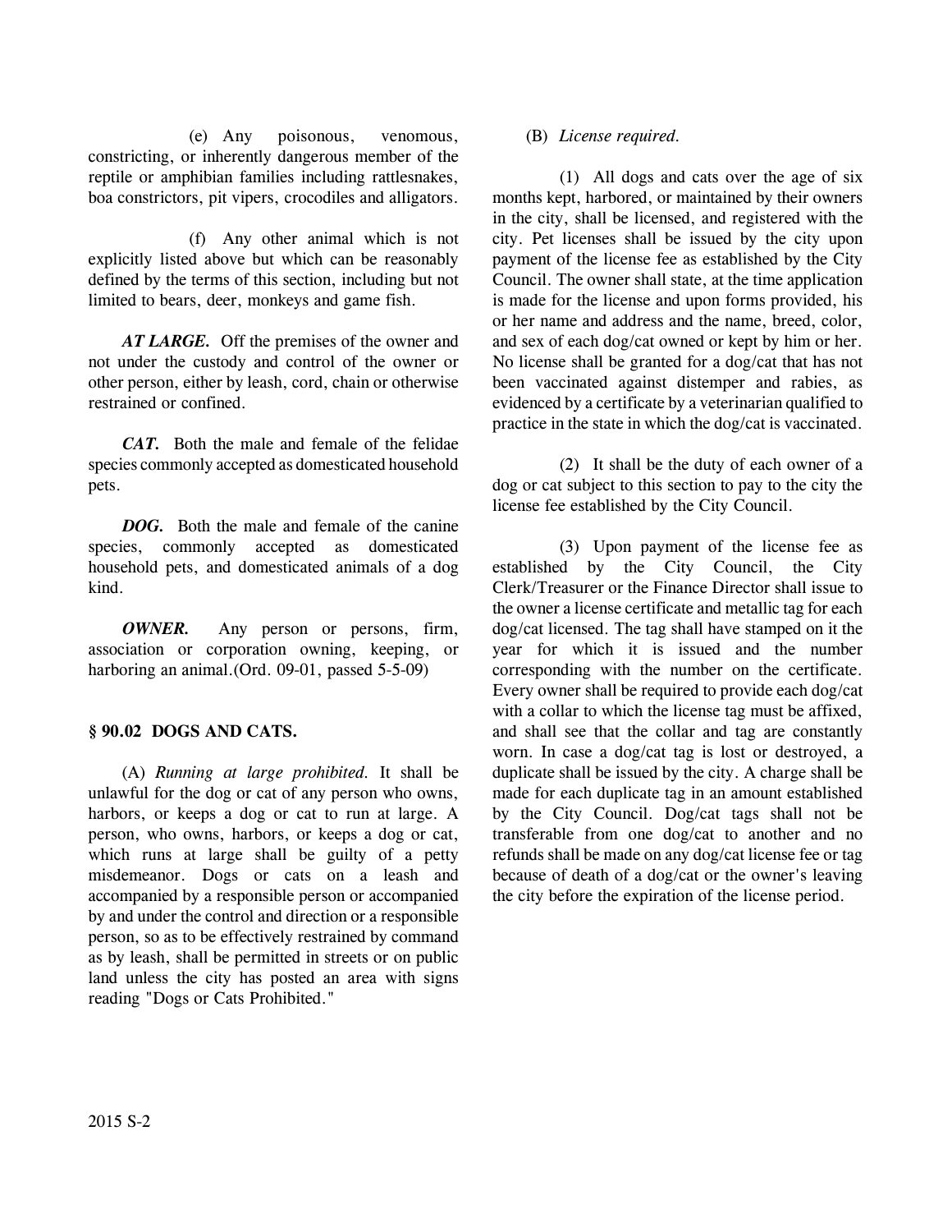(e) Any poisonous, venomous, constricting, or inherently dangerous member of the reptile or amphibian families including rattlesnakes, boa constrictors, pit vipers, crocodiles and alligators.

(f) Any other animal which is not explicitly listed above but which can be reasonably defined by the terms of this section, including but not limited to bears, deer, monkeys and game fish.

***AT LARGE.*** Off the premises of the owner and not under the custody and control of the owner or other person, either by leash, cord, chain or otherwise restrained or confined.

***CAT.*** Both the male and female of the felidae species commonly accepted as domesticated household pets.

***DOG.*** Both the male and female of the canine species, commonly accepted as domesticated household pets, and domesticated animals of a dog kind.

***OWNER.*** Any person or persons, firm, association or corporation owning, keeping, or harboring an animal.(Ord. 09-01, passed 5-5-09)

## § 90.02 DOGS AND CATS.

(A) *Running at large prohibited.* It shall be unlawful for the dog or cat of any person who owns, harbors, or keeps a dog or cat to run at large. A person, who owns, harbors, or keeps a dog or cat, which runs at large shall be guilty of a petty misdemeanor. Dogs or cats on a leash and accompanied by a responsible person or accompanied by and under the control and direction or a responsible person, so as to be effectively restrained by command as by leash, shall be permitted in streets or on public land unless the city has posted an area with signs reading "Dogs or Cats Prohibited."

(B) *License required.*

(1) All dogs and cats over the age of six months kept, harbored, or maintained by their owners in the city, shall be licensed, and registered with the city. Pet licenses shall be issued by the city upon payment of the license fee as established by the City Council. The owner shall state, at the time application is made for the license and upon forms provided, his or her name and address and the name, breed, color, and sex of each dog/cat owned or kept by him or her. No license shall be granted for a dog/cat that has not been vaccinated against distemper and rabies, as evidenced by a certificate by a veterinarian qualified to practice in the state in which the dog/cat is vaccinated.

(2) It shall be the duty of each owner of a dog or cat subject to this section to pay to the city the license fee established by the City Council.

(3) Upon payment of the license fee as established by the City Council, the City Clerk/Treasurer or the Finance Director shall issue to the owner a license certificate and metallic tag for each dog/cat licensed. The tag shall have stamped on it the year for which it is issued and the number corresponding with the number on the certificate. Every owner shall be required to provide each dog/cat with a collar to which the license tag must be affixed, and shall see that the collar and tag are constantly worn. In case a dog/cat tag is lost or destroyed, a duplicate shall be issued by the city. A charge shall be made for each duplicate tag in an amount established by the City Council. Dog/cat tags shall not be transferable from one dog/cat to another and no refunds shall be made on any dog/cat license fee or tag because of death of a dog/cat or the owner's leaving the city before the expiration of the license period.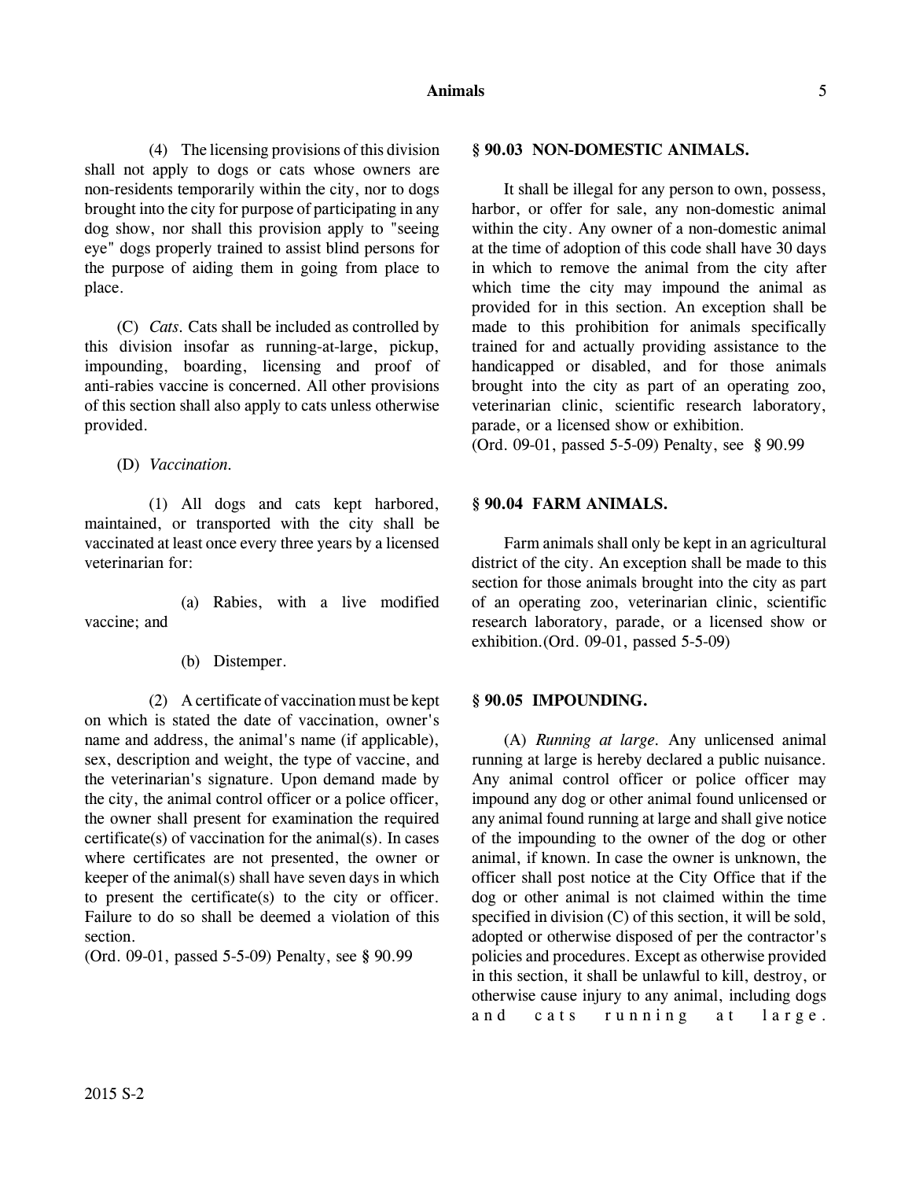(4) The licensing provisions of this division shall not apply to dogs or cats whose owners are non-residents temporarily within the city, nor to dogs brought into the city for purpose of participating in any dog show, nor shall this provision apply to "seeing eye" dogs properly trained to assist blind persons for the purpose of aiding them in going from place to place.

(C) *Cats*. Cats shall be included as controlled by this division insofar as running-at-large, pickup, impounding, boarding, licensing and proof of anti-rabies vaccine is concerned. All other provisions of this section shall also apply to cats unless otherwise provided.

(D) *Vaccination*.

(1) All dogs and cats kept harbored, maintained, or transported with the city shall be vaccinated at least once every three years by a licensed veterinarian for:

(a) Rabies, with a live modified vaccine; and

(b) Distemper.

(2) A certificate of vaccination must be kept on which is stated the date of vaccination, owner's name and address, the animal's name (if applicable), sex, description and weight, the type of vaccine, and the veterinarian's signature. Upon demand made by the city, the animal control officer or a police officer, the owner shall present for examination the required certificate(s) of vaccination for the animal(s). In cases where certificates are not presented, the owner or keeper of the animal(s) shall have seven days in which to present the certificate(s) to the city or officer. Failure to do so shall be deemed a violation of this section.
(Ord. 09-01, passed 5-5-09) Penalty, see § 90.99

### § 90.03 NON-DOMESTIC ANIMALS.

It shall be illegal for any person to own, possess, harbor, or offer for sale, any non-domestic animal within the city. Any owner of a non-domestic animal at the time of adoption of this code shall have 30 days in which to remove the animal from the city after which time the city may impound the animal as provided for in this section. An exception shall be made to this prohibition for animals specifically trained for and actually providing assistance to the handicapped or disabled, and for those animals brought into the city as part of an operating zoo, veterinarian clinic, scientific research laboratory, parade, or a licensed show or exhibition.
(Ord. 09-01, passed 5-5-09) Penalty, see § 90.99

### § 90.04 FARM ANIMALS.

Farm animals shall only be kept in an agricultural district of the city. An exception shall be made to this section for those animals brought into the city as part of an operating zoo, veterinarian clinic, scientific research laboratory, parade, or a licensed show or exhibition.(Ord. 09-01, passed 5-5-09)

### § 90.05 IMPOUNDING.

(A) *Running at large*. Any unlicensed animal running at large is hereby declared a public nuisance. Any animal control officer or police officer may impound any dog or other animal found unlicensed or any animal found running at large and shall give notice of the impounding to the owner of the dog or other animal, if known. In case the owner is unknown, the officer shall post notice at the City Office that if the dog or other animal is not claimed within the time specified in division (C) of this section, it will be sold, adopted or otherwise disposed of per the contractor's policies and procedures. Except as otherwise provided in this section, it shall be unlawful to kill, destroy, or otherwise cause injury to any animal, including dogs and cats running at large.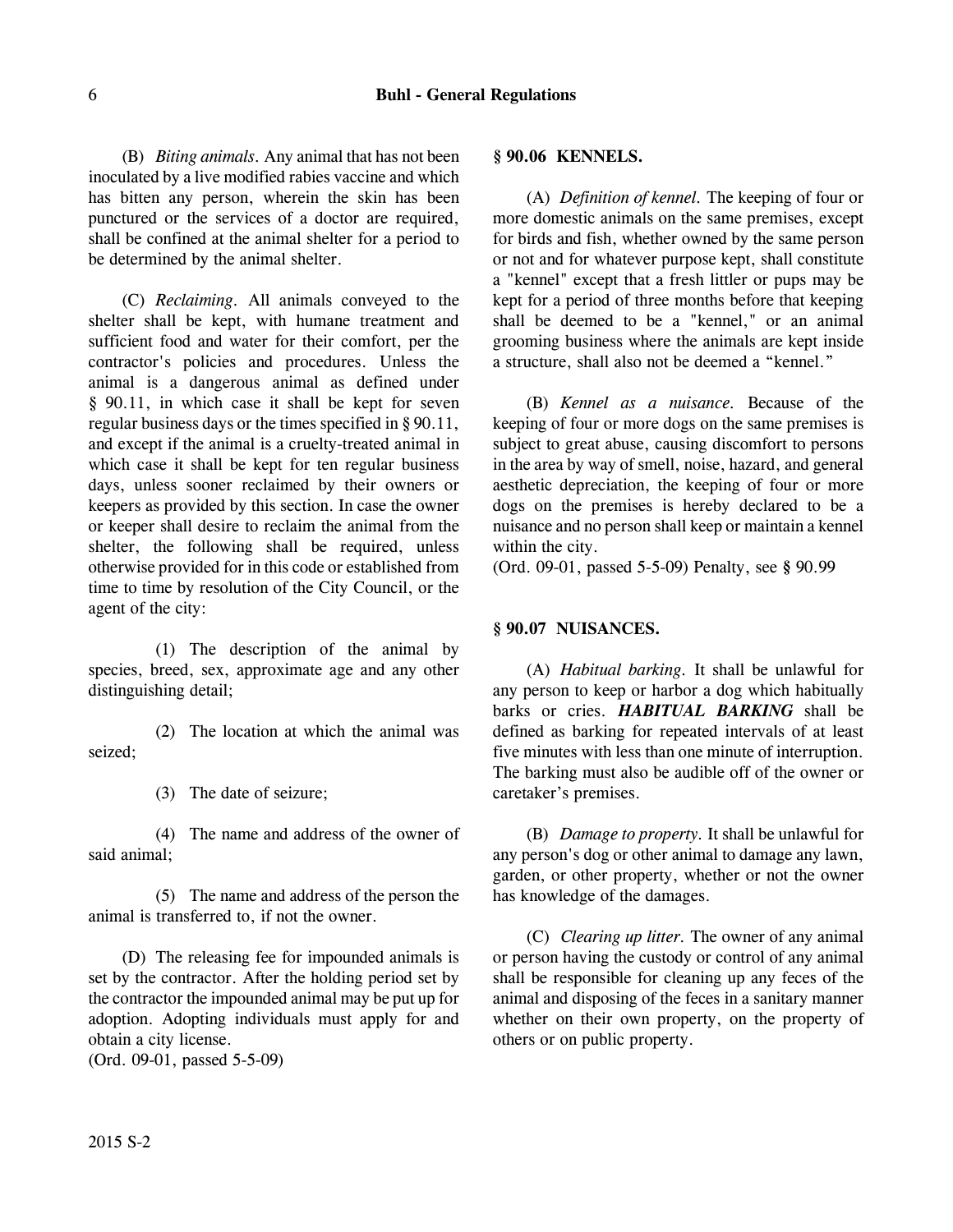(B) *Biting animals*. Any animal that has not been inoculated by a live modified rabies vaccine and which has bitten any person, wherein the skin has been punctured or the services of a doctor are required, shall be confined at the animal shelter for a period to be determined by the animal shelter.

(C) *Reclaiming*. All animals conveyed to the shelter shall be kept, with humane treatment and sufficient food and water for their comfort, per the contractor's policies and procedures. Unless the animal is a dangerous animal as defined under § 90.11, in which case it shall be kept for seven regular business days or the times specified in § 90.11, and except if the animal is a cruelty-treated animal in which case it shall be kept for ten regular business days, unless sooner reclaimed by their owners or keepers as provided by this section. In case the owner or keeper shall desire to reclaim the animal from the shelter, the following shall be required, unless otherwise provided for in this code or established from time to time by resolution of the City Council, or the agent of the city:

(1) The description of the animal by species, breed, sex, approximate age and any other distinguishing detail;

(2) The location at which the animal was seized;

(3) The date of seizure;

(4) The name and address of the owner of said animal;

(5) The name and address of the person the animal is transferred to, if not the owner.

(D) The releasing fee for impounded animals is set by the contractor. After the holding period set by the contractor the impounded animal may be put up for adoption. Adopting individuals must apply for and obtain a city license.
(Ord. 09-01, passed 5-5-09)

### § 90.06 KENNELS.

(A) *Definition of kennel*. The keeping of four or more domestic animals on the same premises, except for birds and fish, whether owned by the same person or not and for whatever purpose kept, shall constitute a "kennel" except that a fresh littler or pups may be kept for a period of three months before that keeping shall be deemed to be a "kennel," or an animal grooming business where the animals are kept inside a structure, shall also not be deemed a "kennel."

(B) *Kennel as a nuisance*. Because of the keeping of four or more dogs on the same premises is subject to great abuse, causing discomfort to persons in the area by way of smell, noise, hazard, and general aesthetic depreciation, the keeping of four or more dogs on the premises is hereby declared to be a nuisance and no person shall keep or maintain a kennel within the city.
(Ord. 09-01, passed 5-5-09) Penalty, see § 90.99

### § 90.07 NUISANCES.

(A) *Habitual barking*. It shall be unlawful for any person to keep or harbor a dog which habitually barks or cries. ***HABITUAL BARKING*** shall be defined as barking for repeated intervals of at least five minutes with less than one minute of interruption. The barking must also be audible off of the owner or caretaker's premises.

(B) *Damage to property*. It shall be unlawful for any person's dog or other animal to damage any lawn, garden, or other property, whether or not the owner has knowledge of the damages.

(C) *Clearing up litter*. The owner of any animal or person having the custody or control of any animal shall be responsible for cleaning up any feces of the animal and disposing of the feces in a sanitary manner whether on their own property, on the property of others or on public property.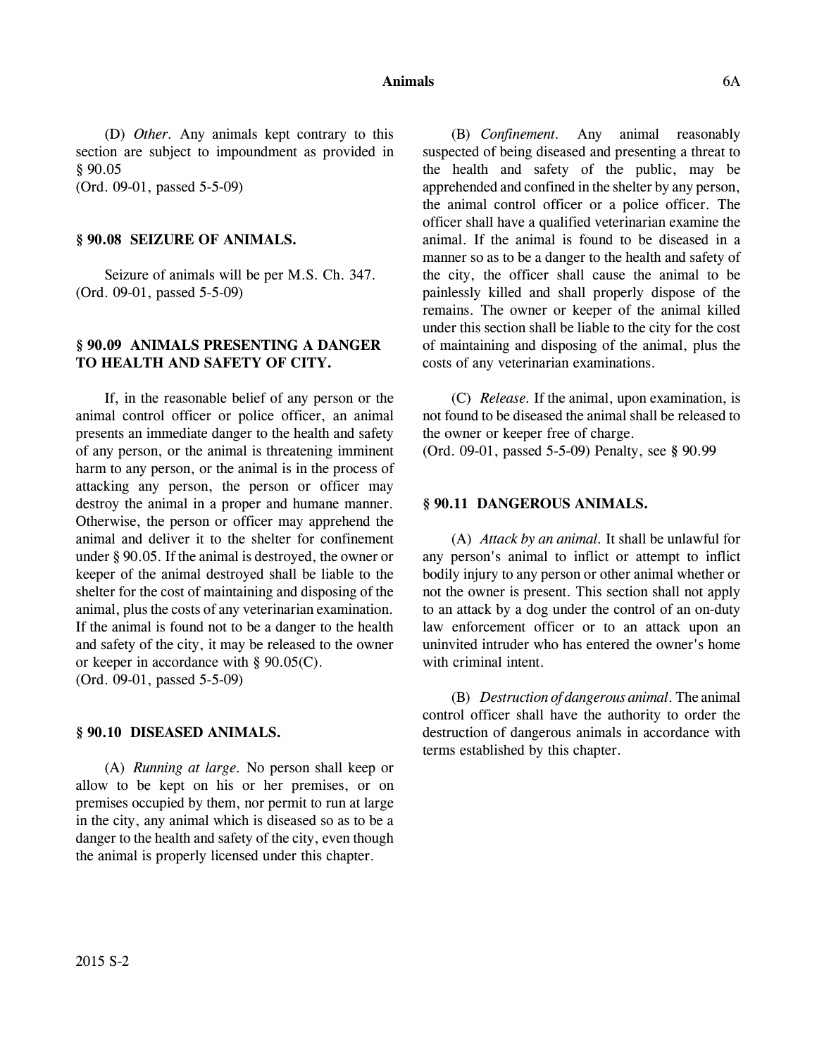(D) *Other*. Any animals kept contrary to this section are subject to impoundment as provided in § 90.05
(Ord. 09-01, passed 5-5-09)

### § 90.08 SEIZURE OF ANIMALS.

Seizure of animals will be per M.S. Ch. 347.
(Ord. 09-01, passed 5-5-09)

### § 90.09 ANIMALS PRESENTING A DANGER TO HEALTH AND SAFETY OF CITY.

If, in the reasonable belief of any person or the animal control officer or police officer, an animal presents an immediate danger to the health and safety of any person, or the animal is threatening imminent harm to any person, or the animal is in the process of attacking any person, the person or officer may destroy the animal in a proper and humane manner. Otherwise, the person or officer may apprehend the animal and deliver it to the shelter for confinement under § 90.05. If the animal is destroyed, the owner or keeper of the animal destroyed shall be liable to the shelter for the cost of maintaining and disposing of the animal, plus the costs of any veterinarian examination. If the animal is found not to be a danger to the health and safety of the city, it may be released to the owner or keeper in accordance with § 90.05(C).
(Ord. 09-01, passed 5-5-09)

### § 90.10 DISEASED ANIMALS.

(A) *Running at large*. No person shall keep or allow to be kept on his or her premises, or on premises occupied by them, nor permit to run at large in the city, any animal which is diseased so as to be a danger to the health and safety of the city, even though the animal is properly licensed under this chapter.

(B) *Confinement*. Any animal reasonably suspected of being diseased and presenting a threat to the health and safety of the public, may be apprehended and confined in the shelter by any person, the animal control officer or a police officer. The officer shall have a qualified veterinarian examine the animal. If the animal is found to be diseased in a manner so as to be a danger to the health and safety of the city, the officer shall cause the animal to be painlessly killed and shall properly dispose of the remains. The owner or keeper of the animal killed under this section shall be liable to the city for the cost of maintaining and disposing of the animal, plus the costs of any veterinarian examinations.

(C) *Release*. If the animal, upon examination, is not found to be diseased the animal shall be released to the owner or keeper free of charge.
(Ord. 09-01, passed 5-5-09) Penalty, see § 90.99

### § 90.11 DANGEROUS ANIMALS.

(A) *Attack by an animal*. It shall be unlawful for any person's animal to inflict or attempt to inflict bodily injury to any person or other animal whether or not the owner is present. This section shall not apply to an attack by a dog under the control of an on-duty law enforcement officer or to an attack upon an uninvited intruder who has entered the owner's home with criminal intent.

(B) *Destruction of dangerous animal*. The animal control officer shall have the authority to order the destruction of dangerous animals in accordance with terms established by this chapter.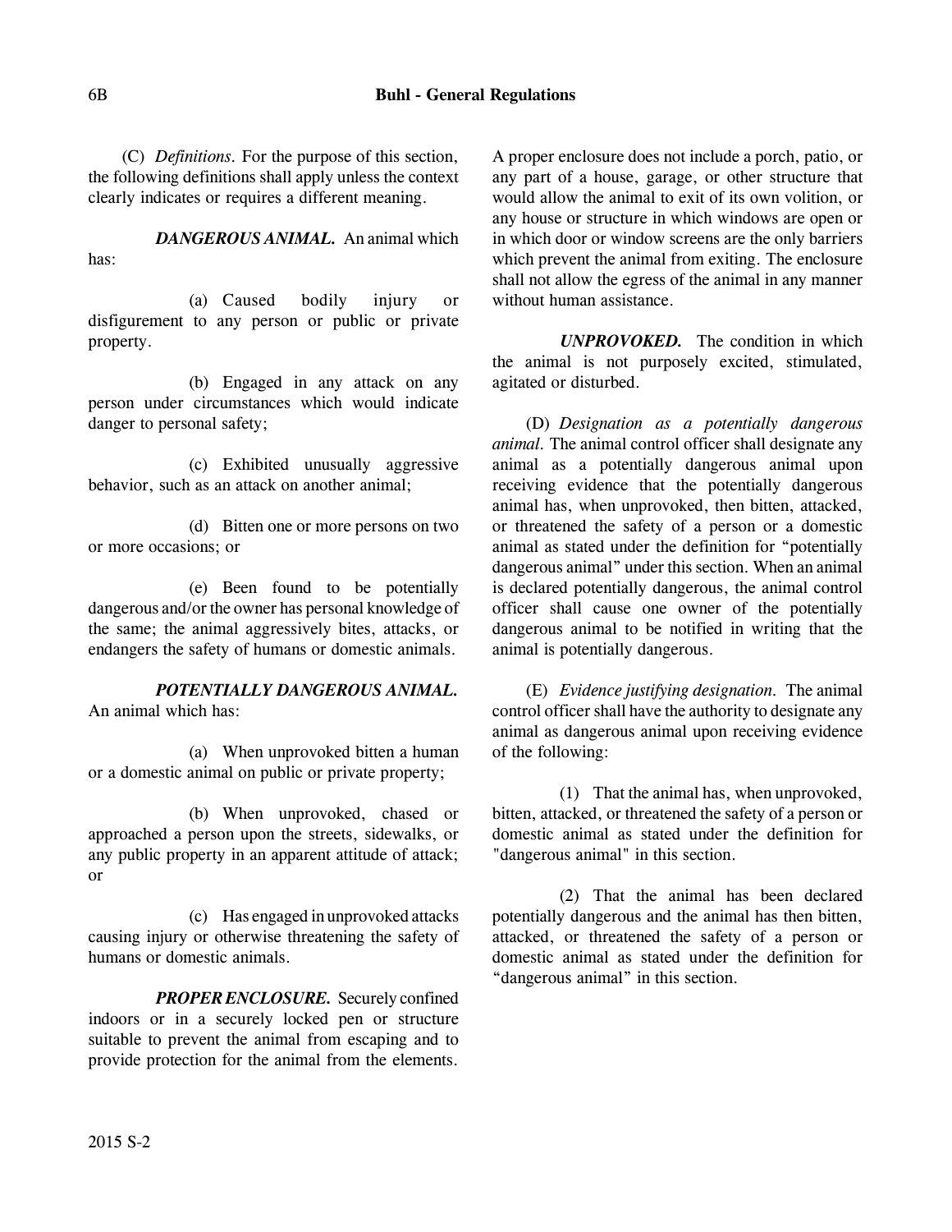(C) *Definitions.* For the purpose of this section, the following definitions shall apply unless the context clearly indicates or requires a different meaning.

***DANGEROUS ANIMAL.*** An animal which has:

(a) Caused bodily injury or disfigurement to any person or public or private property.

(b) Engaged in any attack on any person under circumstances which would indicate danger to personal safety;

(c) Exhibited unusually aggressive behavior, such as an attack on another animal;

(d) Bitten one or more persons on two or more occasions; or

(e) Been found to be potentially dangerous and/or the owner has personal knowledge of the same; the animal aggressively bites, attacks, or endangers the safety of humans or domestic animals.

***POTENTIALLY DANGEROUS ANIMAL.*** An animal which has:

(a) When unprovoked bitten a human or a domestic animal on public or private property;

(b) When unprovoked, chased or approached a person upon the streets, sidewalks, or any public property in an apparent attitude of attack; or

(c) Has engaged in unprovoked attacks causing injury or otherwise threatening the safety of humans or domestic animals.

***PROPER ENCLOSURE.*** Securely confined indoors or in a securely locked pen or structure suitable to prevent the animal from escaping and to provide protection for the animal from the elements. A proper enclosure does not include a porch, patio, or any part of a house, garage, or other structure that would allow the animal to exit of its own volition, or any house or structure in which windows are open or in which door or window screens are the only barriers which prevent the animal from exiting. The enclosure shall not allow the egress of the animal in any manner without human assistance.

***UNPROVOKED.*** The condition in which the animal is not purposely excited, stimulated, agitated or disturbed.

(D) *Designation as a potentially dangerous animal.* The animal control officer shall designate any animal as a potentially dangerous animal upon receiving evidence that the potentially dangerous animal has, when unprovoked, then bitten, attacked, or threatened the safety of a person or a domestic animal as stated under the definition for "potentially dangerous animal" under this section. When an animal is declared potentially dangerous, the animal control officer shall cause one owner of the potentially dangerous animal to be notified in writing that the animal is potentially dangerous.

(E) *Evidence justifying designation.* The animal control officer shall have the authority to designate any animal as dangerous animal upon receiving evidence of the following:

(1) That the animal has, when unprovoked, bitten, attacked, or threatened the safety of a person or domestic animal as stated under the definition for "dangerous animal" in this section.

(2) That the animal has been declared potentially dangerous and the animal has then bitten, attacked, or threatened the safety of a person or domestic animal as stated under the definition for "dangerous animal" in this section.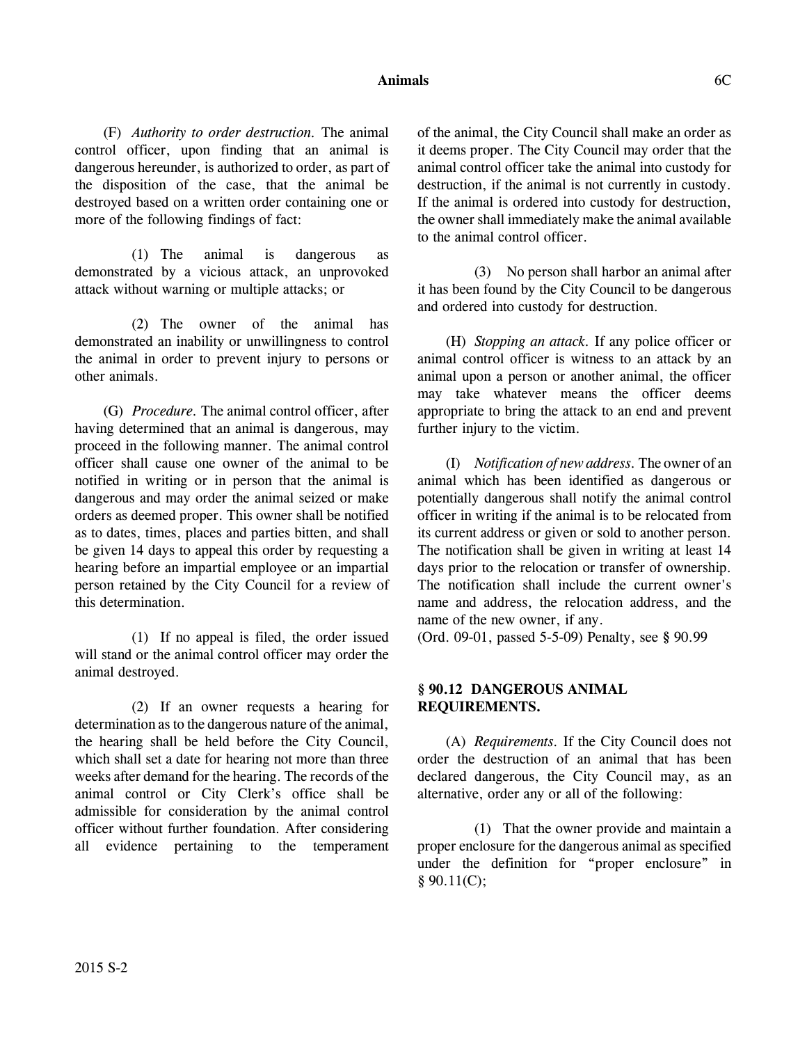(F) *Authority to order destruction.* The animal control officer, upon finding that an animal is dangerous hereunder, is authorized to order, as part of the disposition of the case, that the animal be destroyed based on a written order containing one or more of the following findings of fact:

(1) The animal is dangerous as demonstrated by a vicious attack, an unprovoked attack without warning or multiple attacks; or

(2) The owner of the animal has demonstrated an inability or unwillingness to control the animal in order to prevent injury to persons or other animals.

(G) *Procedure.* The animal control officer, after having determined that an animal is dangerous, may proceed in the following manner. The animal control officer shall cause one owner of the animal to be notified in writing or in person that the animal is dangerous and may order the animal seized or make orders as deemed proper. This owner shall be notified as to dates, times, places and parties bitten, and shall be given 14 days to appeal this order by requesting a hearing before an impartial employee or an impartial person retained by the City Council for a review of this determination.

(1) If no appeal is filed, the order issued will stand or the animal control officer may order the animal destroyed.

(2) If an owner requests a hearing for determination as to the dangerous nature of the animal, the hearing shall be held before the City Council, which shall set a date for hearing not more than three weeks after demand for the hearing. The records of the animal control or City Clerk's office shall be admissible for consideration by the animal control officer without further foundation. After considering all evidence pertaining to the temperament of the animal, the City Council shall make an order as it deems proper. The City Council may order that the animal control officer take the animal into custody for destruction, if the animal is not currently in custody. If the animal is ordered into custody for destruction, the owner shall immediately make the animal available to the animal control officer.

(3) No person shall harbor an animal after it has been found by the City Council to be dangerous and ordered into custody for destruction.

(H) *Stopping an attack.* If any police officer or animal control officer is witness to an attack by an animal upon a person or another animal, the officer may take whatever means the officer deems appropriate to bring the attack to an end and prevent further injury to the victim.

(I) *Notification of new address.* The owner of an animal which has been identified as dangerous or potentially dangerous shall notify the animal control officer in writing if the animal is to be relocated from its current address or given or sold to another person. The notification shall be given in writing at least 14 days prior to the relocation or transfer of ownership. The notification shall include the current owner's name and address, the relocation address, and the name of the new owner, if any.
(Ord. 09-01, passed 5-5-09) Penalty, see § 90.99

## § 90.12 DANGEROUS ANIMAL REQUIREMENTS.

(A) *Requirements.* If the City Council does not order the destruction of an animal that has been declared dangerous, the City Council may, as an alternative, order any or all of the following:

(1) That the owner provide and maintain a proper enclosure for the dangerous animal as specified under the definition for "proper enclosure" in § 90.11(C);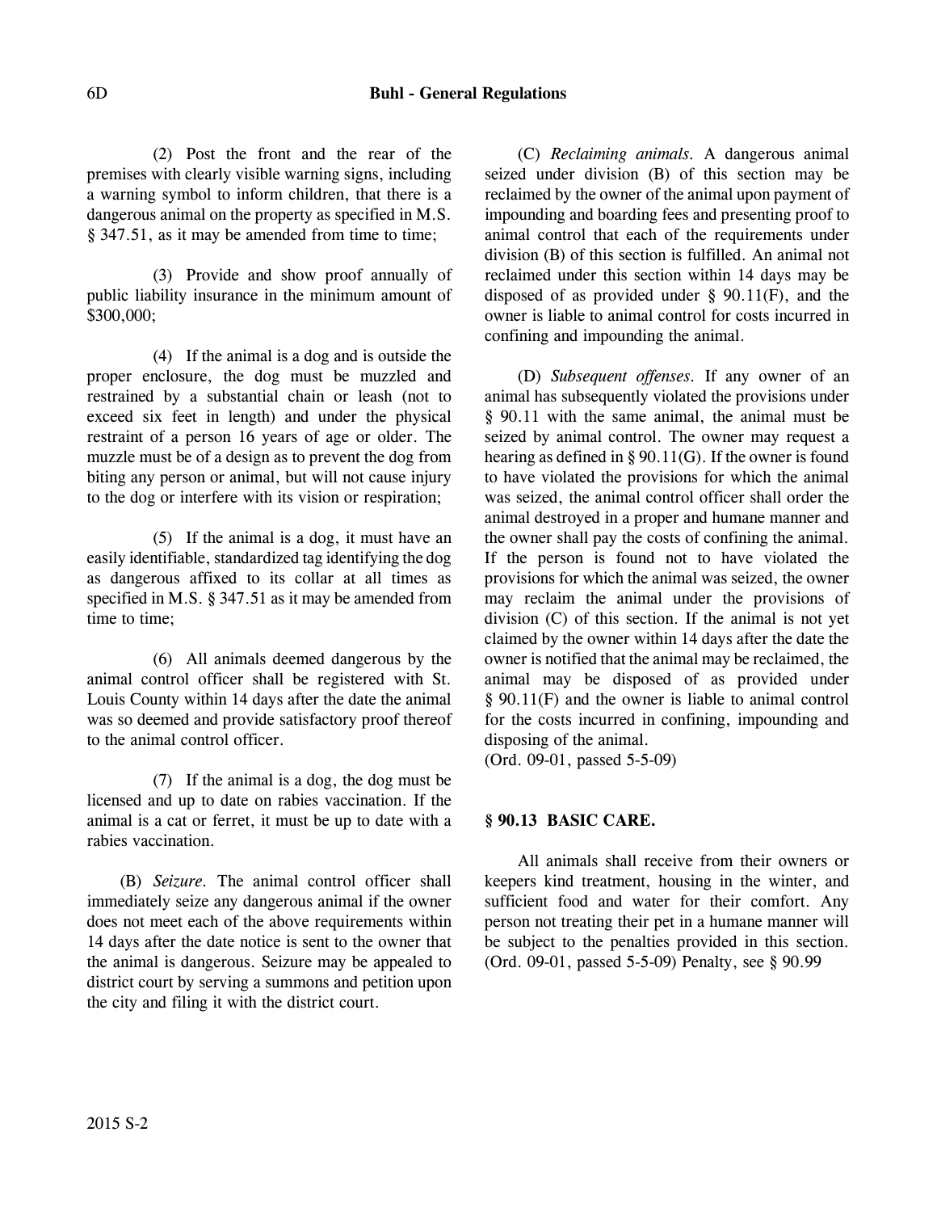(2) Post the front and the rear of the premises with clearly visible warning signs, including a warning symbol to inform children, that there is a dangerous animal on the property as specified in M.S. § 347.51, as it may be amended from time to time;

(3) Provide and show proof annually of public liability insurance in the minimum amount of $300,000;

(4) If the animal is a dog and is outside the proper enclosure, the dog must be muzzled and restrained by a substantial chain or leash (not to exceed six feet in length) and under the physical restraint of a person 16 years of age or older. The muzzle must be of a design as to prevent the dog from biting any person or animal, but will not cause injury to the dog or interfere with its vision or respiration;

(5) If the animal is a dog, it must have an easily identifiable, standardized tag identifying the dog as dangerous affixed to its collar at all times as specified in M.S. § 347.51 as it may be amended from time to time;

(6) All animals deemed dangerous by the animal control officer shall be registered with St. Louis County within 14 days after the date the animal was so deemed and provide satisfactory proof thereof to the animal control officer.

(7) If the animal is a dog, the dog must be licensed and up to date on rabies vaccination. If the animal is a cat or ferret, it must be up to date with a rabies vaccination.

(B) *Seizure.* The animal control officer shall immediately seize any dangerous animal if the owner does not meet each of the above requirements within 14 days after the date notice is sent to the owner that the animal is dangerous. Seizure may be appealed to district court by serving a summons and petition upon the city and filing it with the district court.

(C) *Reclaiming animals.* A dangerous animal seized under division (B) of this section may be reclaimed by the owner of the animal upon payment of impounding and boarding fees and presenting proof to animal control that each of the requirements under division (B) of this section is fulfilled. An animal not reclaimed under this section within 14 days may be disposed of as provided under § 90.11(F), and the owner is liable to animal control for costs incurred in confining and impounding the animal.

(D) *Subsequent offenses.* If any owner of an animal has subsequently violated the provisions under § 90.11 with the same animal, the animal must be seized by animal control. The owner may request a hearing as defined in § 90.11(G). If the owner is found to have violated the provisions for which the animal was seized, the animal control officer shall order the animal destroyed in a proper and humane manner and the owner shall pay the costs of confining the animal. If the person is found not to have violated the provisions for which the animal was seized, the owner may reclaim the animal under the provisions of division (C) of this section. If the animal is not yet claimed by the owner within 14 days after the date the owner is notified that the animal may be reclaimed, the animal may be disposed of as provided under § 90.11(F) and the owner is liable to animal control for the costs incurred in confining, impounding and disposing of the animal.
(Ord. 09-01, passed 5-5-09)

### § 90.13 BASIC CARE.

All animals shall receive from their owners or keepers kind treatment, housing in the winter, and sufficient food and water for their comfort. Any person not treating their pet in a humane manner will be subject to the penalties provided in this section.
(Ord. 09-01, passed 5-5-09) Penalty, see § 90.99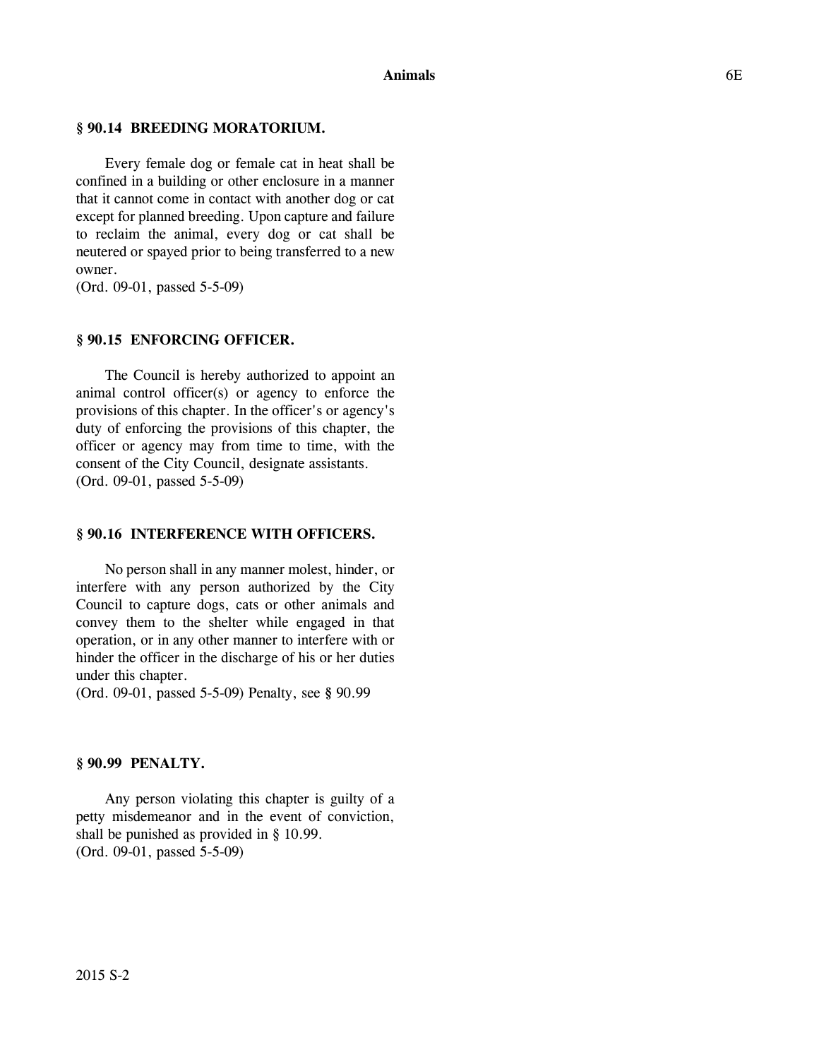### § 90.14 BREEDING MORATORIUM.

Every female dog or female cat in heat shall be confined in a building or other enclosure in a manner that it cannot come in contact with another dog or cat except for planned breeding. Upon capture and failure to reclaim the animal, every dog or cat shall be neutered or spayed prior to being transferred to a new owner.
(Ord. 09-01, passed 5-5-09)

### § 90.15 ENFORCING OFFICER.

The Council is hereby authorized to appoint an animal control officer(s) or agency to enforce the provisions of this chapter. In the officer's or agency's duty of enforcing the provisions of this chapter, the officer or agency may from time to time, with the consent of the City Council, designate assistants.
(Ord. 09-01, passed 5-5-09)

### § 90.16 INTERFERENCE WITH OFFICERS.

No person shall in any manner molest, hinder, or interfere with any person authorized by the City Council to capture dogs, cats or other animals and convey them to the shelter while engaged in that operation, or in any other manner to interfere with or hinder the officer in the discharge of his or her duties under this chapter.
(Ord. 09-01, passed 5-5-09) Penalty, see § 90.99

### § 90.99 PENALTY.

Any person violating this chapter is guilty of a petty misdemeanor and in the event of conviction, shall be punished as provided in § 10.99.
(Ord. 09-01, passed 5-5-09)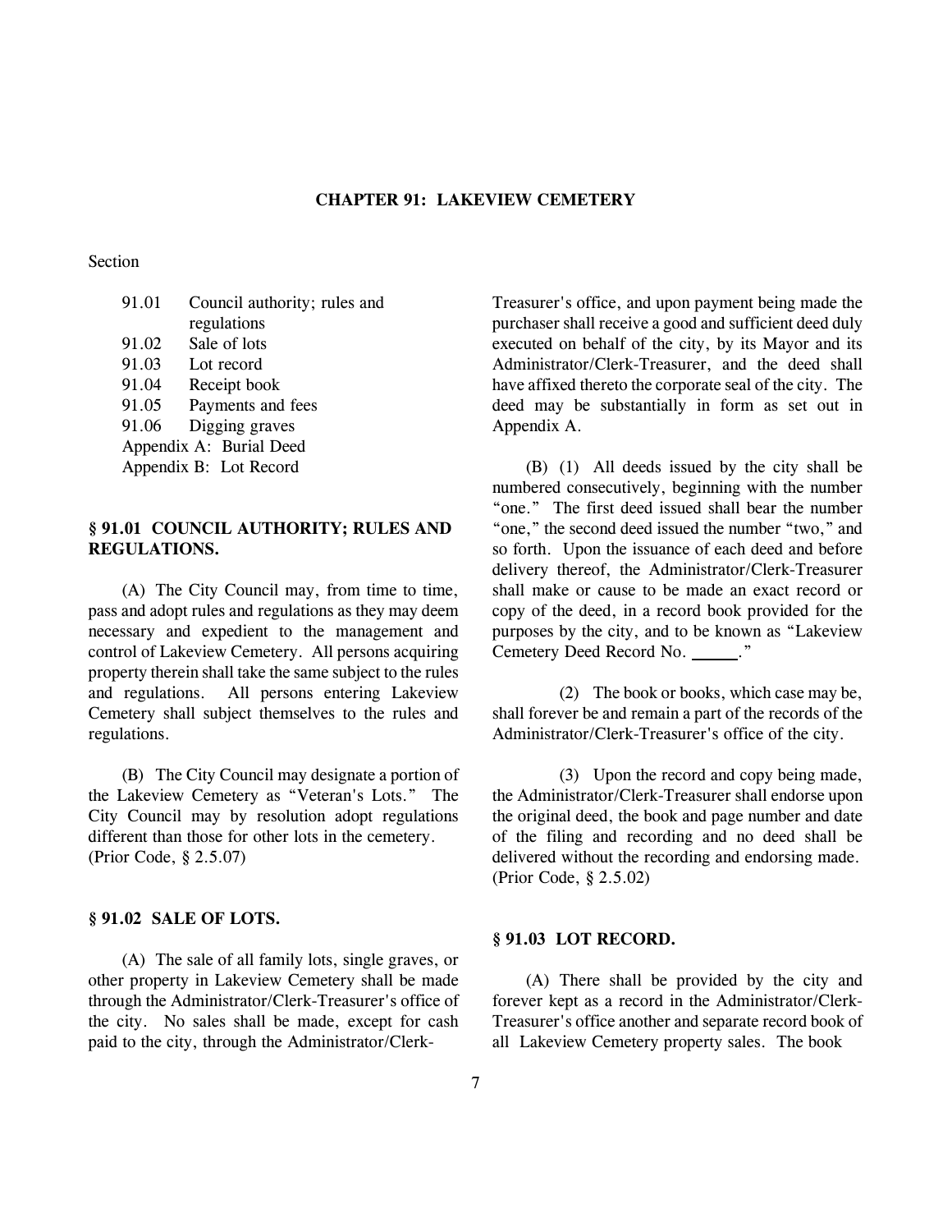# CHAPTER 91: LAKEVIEW CEMETERY

Section

91.01 Council authority; rules and regulations
91.02 Sale of lots
91.03 Lot record
91.04 Receipt book
91.05 Payments and fees
91.06 Digging graves
Appendix A: Burial Deed
Appendix B: Lot Record

## § 91.01 COUNCIL AUTHORITY; RULES AND REGULATIONS.

(A) The City Council may, from time to time, pass and adopt rules and regulations as they may deem necessary and expedient to the management and control of Lakeview Cemetery. All persons acquiring property therein shall take the same subject to the rules and regulations. All persons entering Lakeview Cemetery shall subject themselves to the rules and regulations.

(B) The City Council may designate a portion of the Lakeview Cemetery as "Veteran's Lots." The City Council may by resolution adopt regulations different than those for other lots in the cemetery.
(Prior Code, § 2.5.07)

## § 91.02 SALE OF LOTS.

(A) The sale of all family lots, single graves, or other property in Lakeview Cemetery shall be made through the Administrator/Clerk-Treasurer's office of the city. No sales shall be made, except for cash paid to the city, through the Administrator/Clerk-Treasurer's office, and upon payment being made the purchaser shall receive a good and sufficient deed duly executed on behalf of the city, by its Mayor and its Administrator/Clerk-Treasurer, and the deed shall have affixed thereto the corporate seal of the city. The deed may be substantially in form as set out in Appendix A.

(B) (1) All deeds issued by the city shall be numbered consecutively, beginning with the number "one." The first deed issued shall bear the number "one," the second deed issued the number "two," and so forth. Upon the issuance of each deed and before delivery thereof, the Administrator/Clerk-Treasurer shall make or cause to be made an exact record or copy of the deed, in a record book provided for the purposes by the city, and to be known as "Lakeview Cemetery Deed Record No. ______."

(2) The book or books, which case may be, shall forever be and remain a part of the records of the Administrator/Clerk-Treasurer's office of the city.

(3) Upon the record and copy being made, the Administrator/Clerk-Treasurer shall endorse upon the original deed, the book and page number and date of the filing and recording and no deed shall be delivered without the recording and endorsing made.
(Prior Code, § 2.5.02)

## § 91.03 LOT RECORD.

(A) There shall be provided by the city and forever kept as a record in the Administrator/Clerk-Treasurer's office another and separate record book of all Lakeview Cemetery property sales. The book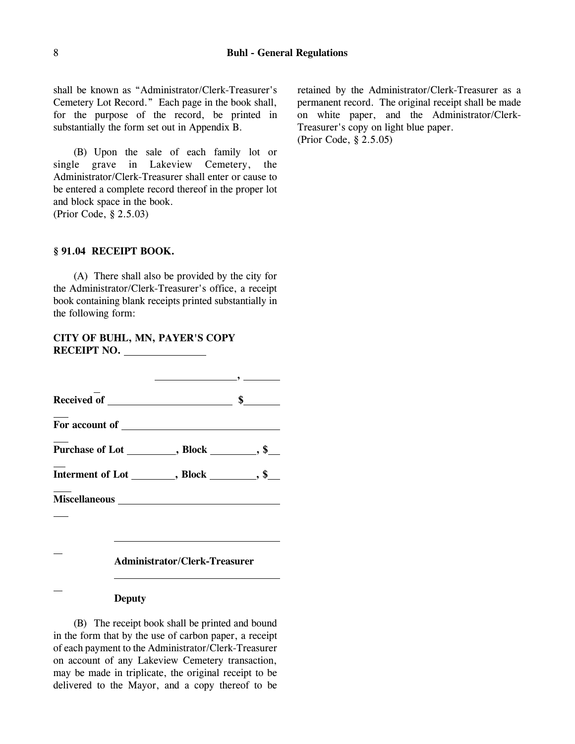shall be known as "Administrator/Clerk-Treasurer's Cemetery Lot Record." Each page in the book shall, for the purpose of the record, be printed in substantially the form set out in Appendix B.

(B) Upon the sale of each family lot or single grave in Lakeview Cemetery, the Administrator/Clerk-Treasurer shall enter or cause to be entered a complete record thereof in the proper lot and block space in the book.
(Prior Code, § 2.5.03)

### § 91.04 RECEIPT BOOK.

(A) There shall also be provided by the city for the Administrator/Clerk-Treasurer's office, a receipt book containing blank receipts printed substantially in the following form:

**CITY OF BUHL, MN, PAYER'S COPY**
**RECEIPT NO. \_\_\_\_\_\_\_\_\_\_\_\_\_\_\_**

\_\_\_\_\_\_\_\_\_\_\_\_\_\_\_, \_\_\_\_\_\_\_

**Received of \_\_\_\_\_\_\_\_\_\_\_\_\_\_\_\_\_\_\_\_\_\_\_\_ $\_\_\_\_\_\_\_**

**For account of \_\_\_\_\_\_\_\_\_\_\_\_\_\_\_\_\_\_\_\_\_\_\_\_\_\_\_\_\_**

**Purchase of Lot \_\_\_\_\_\_\_\_\_, Block \_\_\_\_\_\_\_\_, $\_\_\_**

**Interment of Lot \_\_\_\_\_\_\_\_, Block \_\_\_\_\_\_\_\_, $\_\_\_**

**Miscellaneous \_\_\_\_\_\_\_\_\_\_\_\_\_\_\_\_\_\_\_\_\_\_\_\_\_\_\_\_\_\_**

\_\_\_\_\_\_\_\_\_\_\_\_\_\_\_\_\_\_\_\_\_\_\_\_\_\_\_\_\_\_\_\_

**Administrator/Clerk-Treasurer**

\_\_\_\_\_\_\_\_\_\_\_\_\_\_\_\_\_\_\_\_\_\_\_\_\_\_\_\_\_\_\_\_

**Deputy**

(B) The receipt book shall be printed and bound in the form that by the use of carbon paper, a receipt of each payment to the Administrator/Clerk-Treasurer on account of any Lakeview Cemetery transaction, may be made in triplicate, the original receipt to be delivered to the Mayor, and a copy thereof to be retained by the Administrator/Clerk-Treasurer as a permanent record. The original receipt shall be made on white paper, and the Administrator/Clerk-Treasurer's copy on light blue paper.
(Prior Code, § 2.5.05)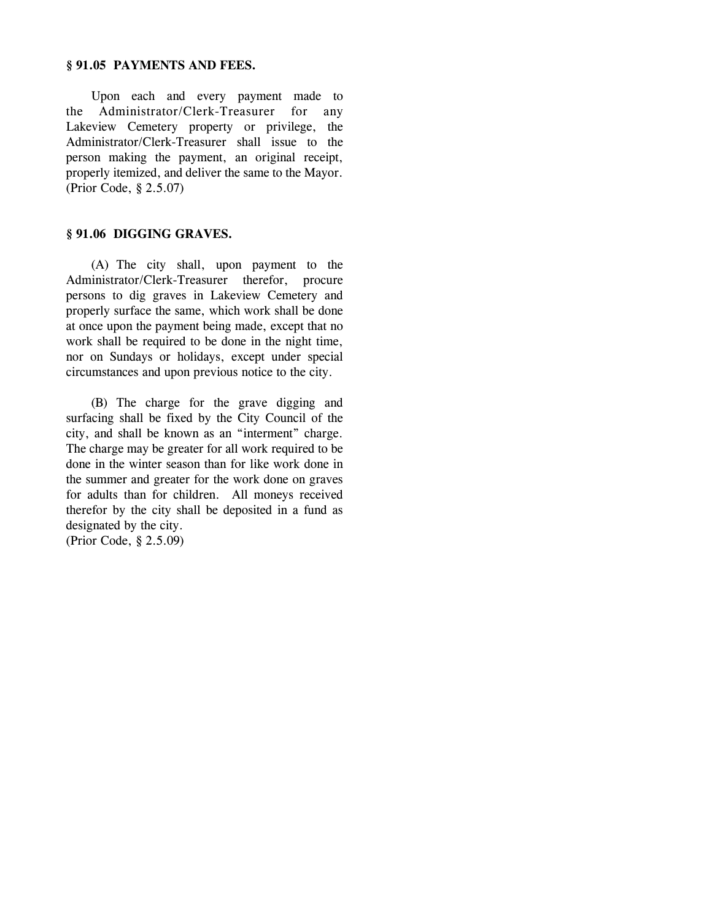### § 91.05 PAYMENTS AND FEES.

Upon each and every payment made to the Administrator/Clerk-Treasurer for any Lakeview Cemetery property or privilege, the Administrator/Clerk-Treasurer shall issue to the person making the payment, an original receipt, properly itemized, and deliver the same to the Mayor.
(Prior Code, § 2.5.07)

### § 91.06 DIGGING GRAVES.

(A) The city shall, upon payment to the Administrator/Clerk-Treasurer therefor, procure persons to dig graves in Lakeview Cemetery and properly surface the same, which work shall be done at once upon the payment being made, except that no work shall be required to be done in the night time, nor on Sundays or holidays, except under special circumstances and upon previous notice to the city.

(B) The charge for the grave digging and surfacing shall be fixed by the City Council of the city, and shall be known as an "interment" charge. The charge may be greater for all work required to be done in the winter season than for like work done in the summer and greater for the work done on graves for adults than for children. All moneys received therefor by the city shall be deposited in a fund as designated by the city.
(Prior Code, § 2.5.09)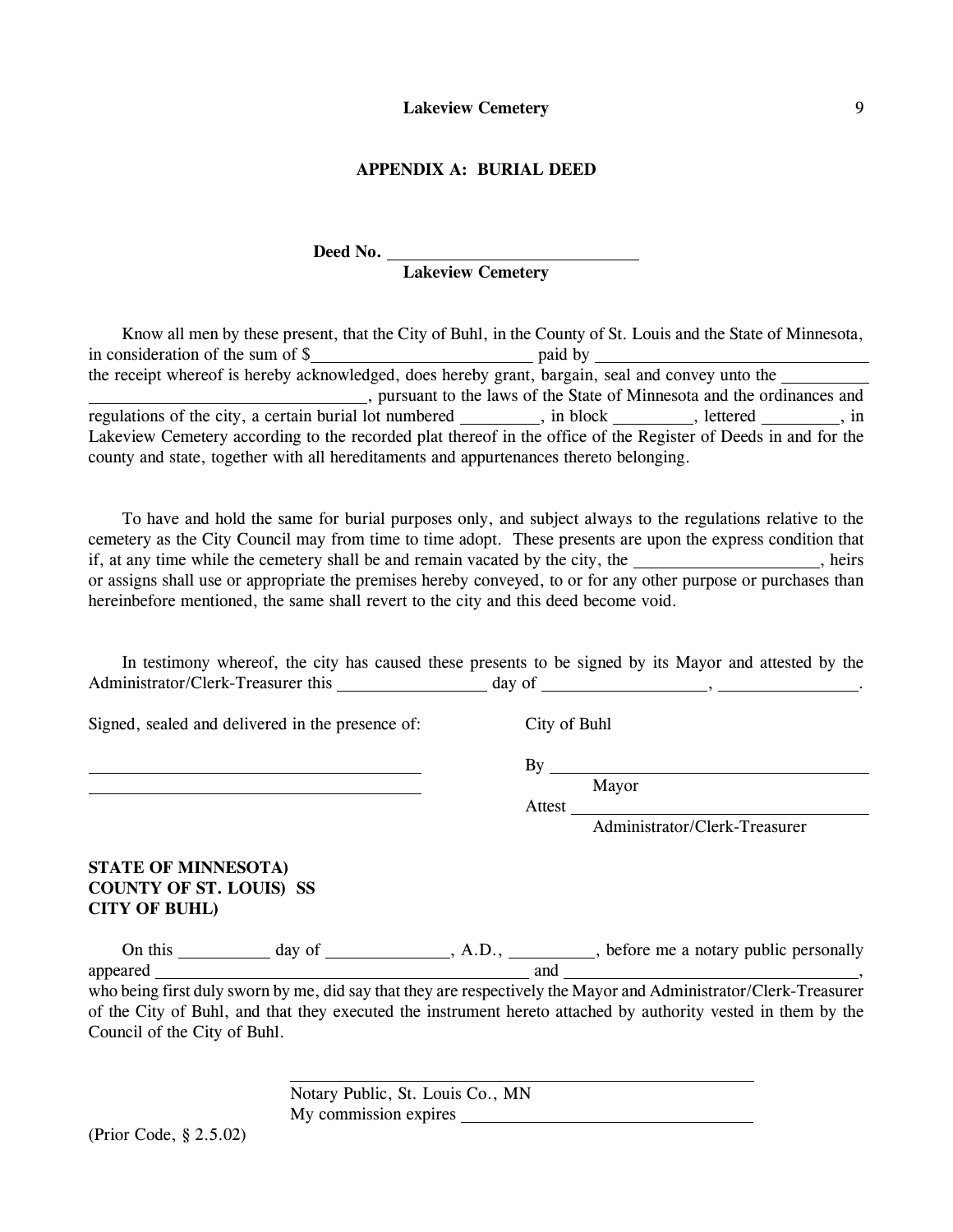## APPENDIX A: BURIAL DEED

**Deed No. ____________________________**
**Lakeview Cemetery**

Know all men by these present, that the City of Buhl, in the County of St. Louis and the State of Minnesota, in consideration of the sum of $________________________ paid by ______________________________ the receipt whereof is hereby acknowledged, does hereby grant, bargain, seal and convey unto the __________ ______________________________, pursuant to the laws of the State of Minnesota and the ordinances and regulations of the city, a certain burial lot numbered _________, in block _________, lettered _________, in Lakeview Cemetery according to the recorded plat thereof in the office of the Register of Deeds in and for the county and state, together with all hereditaments and appurtenances thereto belonging.

To have and hold the same for burial purposes only, and subject always to the regulations relative to the cemetery as the City Council may from time to time adopt. These presents are upon the express condition that if, at any time while the cemetery shall be and remain vacated by the city, the ____________________, heirs or assigns shall use or appropriate the premises hereby conveyed, to or for any other purpose or purchases than hereinbefore mentioned, the same shall revert to the city and this deed become void.

In testimony whereof, the city has caused these presents to be signed by its Mayor and attested by the Administrator/Clerk-Treasurer this ________________ day of __________________, _______________.

Signed, sealed and delivered in the presence of:

_____________________________________

_____________________________________

City of Buhl

By _____________________________________
Mayor

Attest ___________________________________
Administrator/Clerk-Treasurer

**STATE OF MINNESOTA)**
**COUNTY OF ST. LOUIS) SS**
**CITY OF BUHL)**

On this __________ day of ______________, A.D., __________, before me a notary public personally appeared __________________________________________ and __________________________________, who being first duly sworn by me, did say that they are respectively the Mayor and Administrator/Clerk-Treasurer of the City of Buhl, and that they executed the instrument hereto attached by authority vested in them by the Council of the City of Buhl.

___________________________________________________
Notary Public, St. Louis Co., MN
My commission expires _______________________________

(Prior Code, § 2.5.02)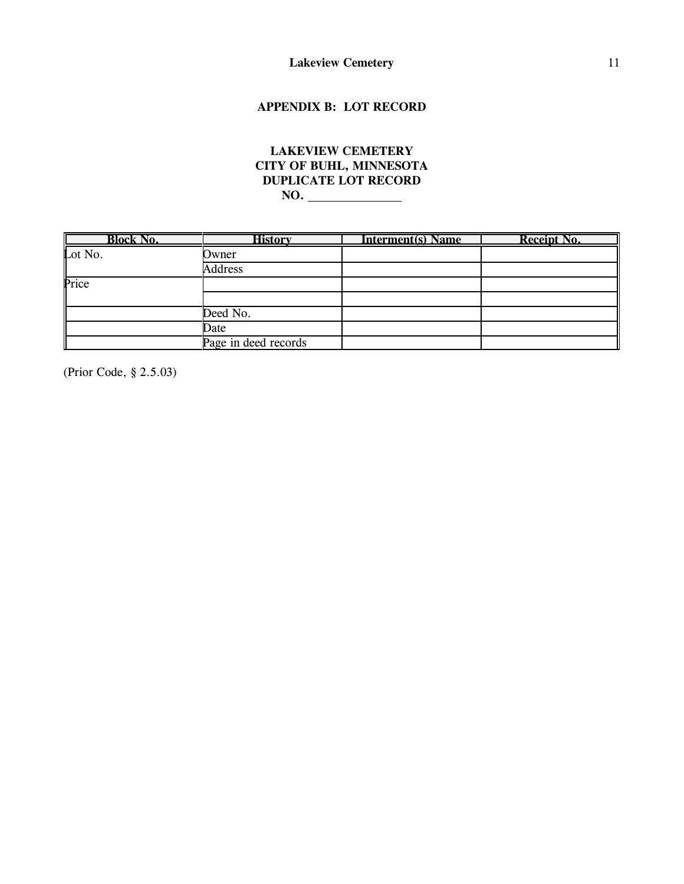## APPENDIX B: LOT RECORD

**LAKEVIEW CEMETERY**
**CITY OF BUHL, MINNESOTA**
**DUPLICATE LOT RECORD**
**NO. \_\_\_\_\_\_\_\_\_\_\_\_\_\_\_**

| Block No. | History | Interment(s) Name | Receipt No. |
|---|---|---|---|
| Lot No. | Owner | | |
| | Address | | |
| Price | | | |
| | | | |
| | Deed No. | | |
| | Date | | |
| | Page in deed records | | |

(Prior Code, § 2.5.03)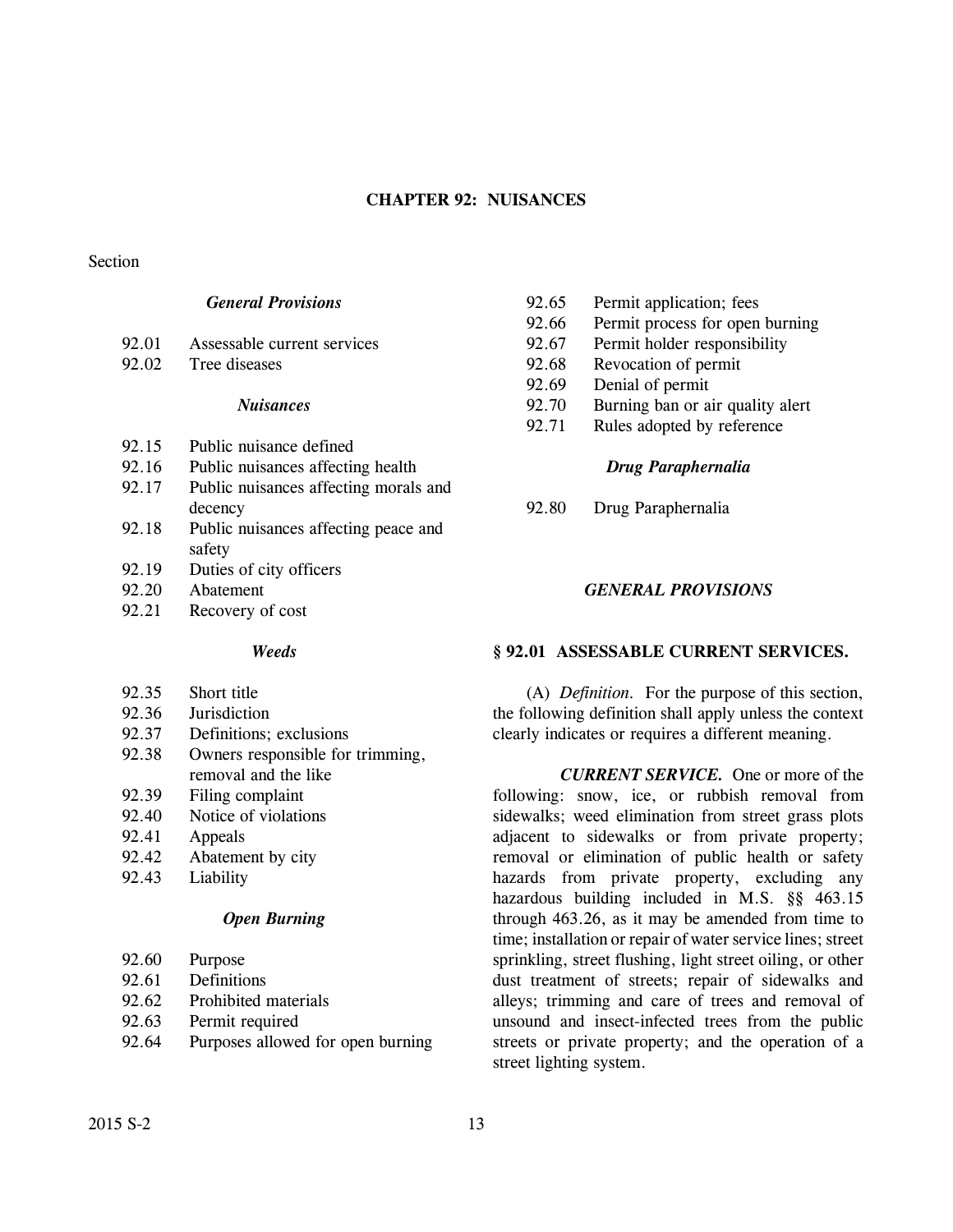# CHAPTER 92: NUISANCES

Section

***General Provisions***

- 92.01 Assessable current services
- 92.02 Tree diseases

***Nuisances***

- 92.15 Public nuisance defined
- 92.16 Public nuisances affecting health
- 92.17 Public nuisances affecting morals and decency
- 92.18 Public nuisances affecting peace and safety
- 92.19 Duties of city officers
- 92.20 Abatement
- 92.21 Recovery of cost

***Weeds***

- 92.35 Short title
- 92.36 Jurisdiction
- 92.37 Definitions; exclusions
- 92.38 Owners responsible for trimming, removal and the like
- 92.39 Filing complaint
- 92.40 Notice of violations
- 92.41 Appeals
- 92.42 Abatement by city
- 92.43 Liability

***Open Burning***

- 92.60 Purpose
- 92.61 Definitions
- 92.62 Prohibited materials
- 92.63 Permit required
- 92.64 Purposes allowed for open burning
- 92.65 Permit application; fees
- 92.66 Permit process for open burning
- 92.67 Permit holder responsibility
- 92.68 Revocation of permit
- 92.69 Denial of permit
- 92.70 Burning ban or air quality alert
- 92.71 Rules adopted by reference

***Drug Paraphernalia***

- 92.80 Drug Paraphernalia

## *GENERAL PROVISIONS*

### § 92.01 ASSESSABLE CURRENT SERVICES.

(A) *Definition*. For the purpose of this section, the following definition shall apply unless the context clearly indicates or requires a different meaning.

***CURRENT SERVICE.*** One or more of the following: snow, ice, or rubbish removal from sidewalks; weed elimination from street grass plots adjacent to sidewalks or from private property; removal or elimination of public health or safety hazards from private property, excluding any hazardous building included in M.S. §§ 463.15 through 463.26, as it may be amended from time to time; installation or repair of water service lines; street sprinkling, street flushing, light street oiling, or other dust treatment of streets; repair of sidewalks and alleys; trimming and care of trees and removal of unsound and insect-infected trees from the public streets or private property; and the operation of a street lighting system.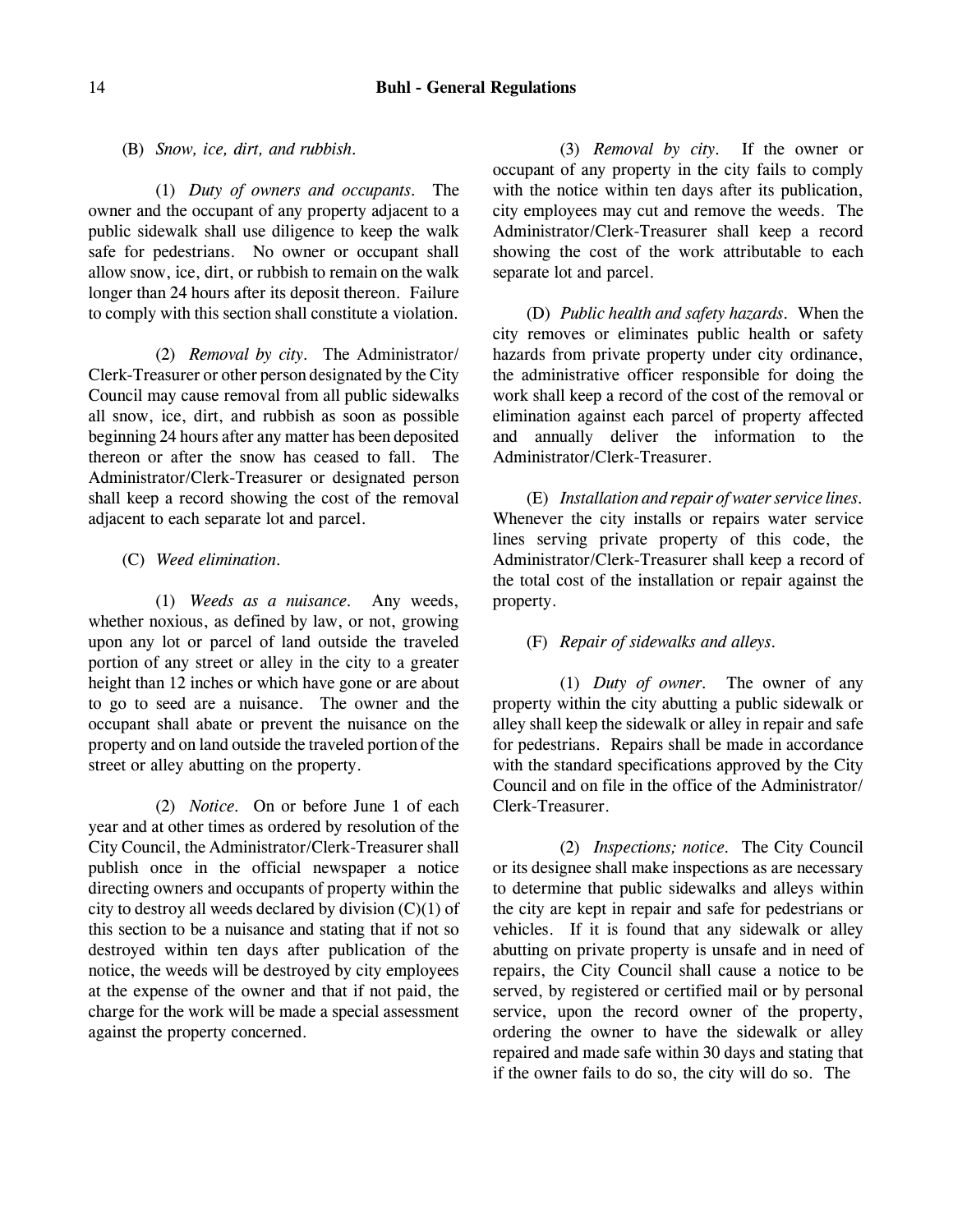(B) *Snow, ice, dirt, and rubbish.*

(1) *Duty of owners and occupants.* The owner and the occupant of any property adjacent to a public sidewalk shall use diligence to keep the walk safe for pedestrians. No owner or occupant shall allow snow, ice, dirt, or rubbish to remain on the walk longer than 24 hours after its deposit thereon. Failure to comply with this section shall constitute a violation.

(2) *Removal by city.* The Administrator/Clerk-Treasurer or other person designated by the City Council may cause removal from all public sidewalks all snow, ice, dirt, and rubbish as soon as possible beginning 24 hours after any matter has been deposited thereon or after the snow has ceased to fall. The Administrator/Clerk-Treasurer or designated person shall keep a record showing the cost of the removal adjacent to each separate lot and parcel.

(C) *Weed elimination.*

(1) *Weeds as a nuisance.* Any weeds, whether noxious, as defined by law, or not, growing upon any lot or parcel of land outside the traveled portion of any street or alley in the city to a greater height than 12 inches or which have gone or are about to go to seed are a nuisance. The owner and the occupant shall abate or prevent the nuisance on the property and on land outside the traveled portion of the street or alley abutting on the property.

(2) *Notice.* On or before June 1 of each year and at other times as ordered by resolution of the City Council, the Administrator/Clerk-Treasurer shall publish once in the official newspaper a notice directing owners and occupants of property within the city to destroy all weeds declared by division (C)(1) of this section to be a nuisance and stating that if not so destroyed within ten days after publication of the notice, the weeds will be destroyed by city employees at the expense of the owner and that if not paid, the charge for the work will be made a special assessment against the property concerned.

(3) *Removal by city.* If the owner or occupant of any property in the city fails to comply with the notice within ten days after its publication, city employees may cut and remove the weeds. The Administrator/Clerk-Treasurer shall keep a record showing the cost of the work attributable to each separate lot and parcel.

(D) *Public health and safety hazards.* When the city removes or eliminates public health or safety hazards from private property under city ordinance, the administrative officer responsible for doing the work shall keep a record of the cost of the removal or elimination against each parcel of property affected and annually deliver the information to the Administrator/Clerk-Treasurer.

(E) *Installation and repair of water service lines.* Whenever the city installs or repairs water service lines serving private property of this code, the Administrator/Clerk-Treasurer shall keep a record of the total cost of the installation or repair against the property.

(F) *Repair of sidewalks and alleys.*

(1) *Duty of owner.* The owner of any property within the city abutting a public sidewalk or alley shall keep the sidewalk or alley in repair and safe for pedestrians. Repairs shall be made in accordance with the standard specifications approved by the City Council and on file in the office of the Administrator/Clerk-Treasurer.

(2) *Inspections; notice.* The City Council or its designee shall make inspections as are necessary to determine that public sidewalks and alleys within the city are kept in repair and safe for pedestrians or vehicles. If it is found that any sidewalk or alley abutting on private property is unsafe and in need of repairs, the City Council shall cause a notice to be served, by registered or certified mail or by personal service, upon the record owner of the property, ordering the owner to have the sidewalk or alley repaired and made safe within 30 days and stating that if the owner fails to do so, the city will do so. The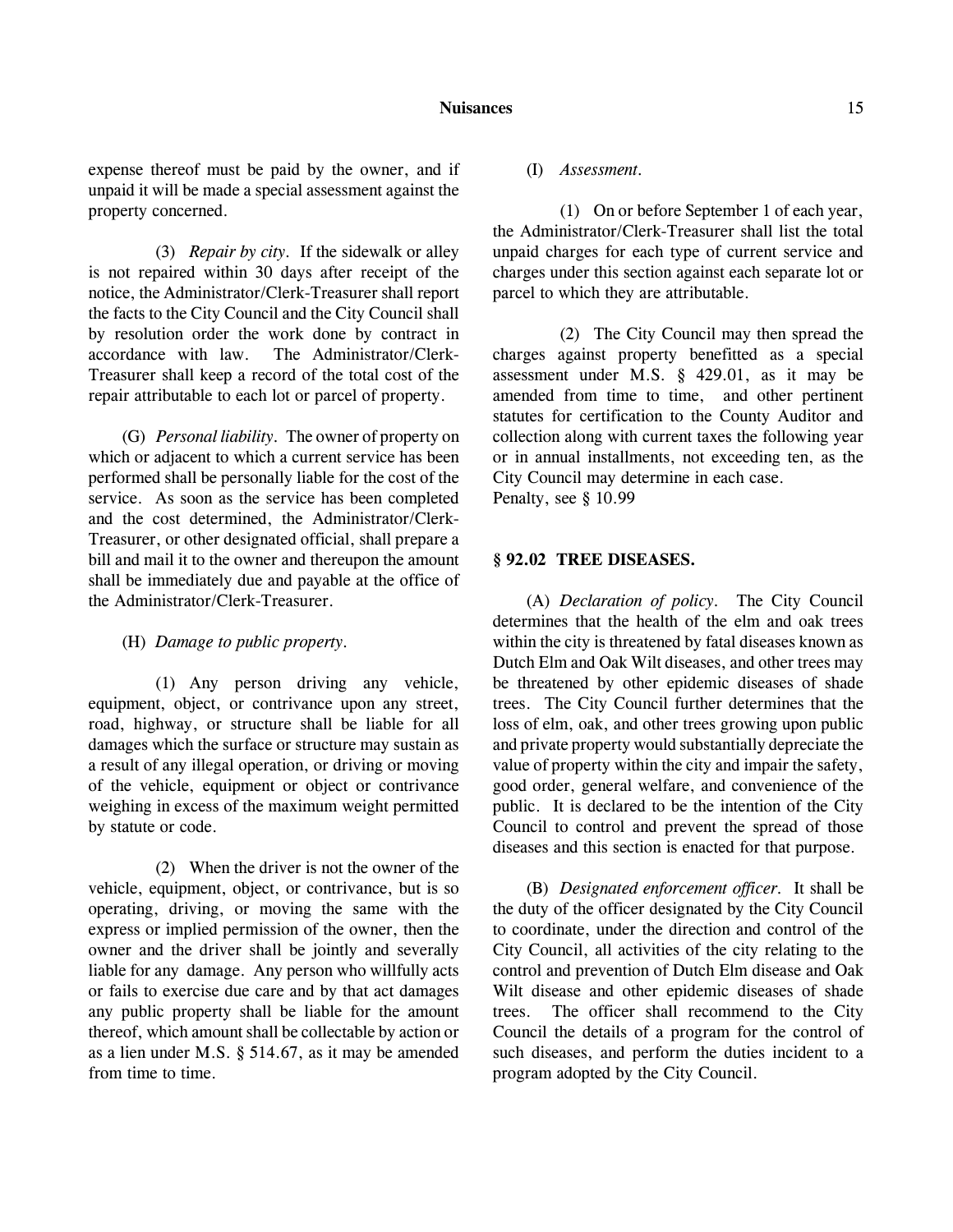expense thereof must be paid by the owner, and if unpaid it will be made a special assessment against the property concerned.

(3) *Repair by city*. If the sidewalk or alley is not repaired within 30 days after receipt of the notice, the Administrator/Clerk-Treasurer shall report the facts to the City Council and the City Council shall by resolution order the work done by contract in accordance with law. The Administrator/Clerk-Treasurer shall keep a record of the total cost of the repair attributable to each lot or parcel of property.

(G) *Personal liability*. The owner of property on which or adjacent to which a current service has been performed shall be personally liable for the cost of the service. As soon as the service has been completed and the cost determined, the Administrator/Clerk-Treasurer, or other designated official, shall prepare a bill and mail it to the owner and thereupon the amount shall be immediately due and payable at the office of the Administrator/Clerk-Treasurer.

(H) *Damage to public property*.

(1) Any person driving any vehicle, equipment, object, or contrivance upon any street, road, highway, or structure shall be liable for all damages which the surface or structure may sustain as a result of any illegal operation, or driving or moving of the vehicle, equipment or object or contrivance weighing in excess of the maximum weight permitted by statute or code.

(2) When the driver is not the owner of the vehicle, equipment, object, or contrivance, but is so operating, driving, or moving the same with the express or implied permission of the owner, then the owner and the driver shall be jointly and severally liable for any damage. Any person who willfully acts or fails to exercise due care and by that act damages any public property shall be liable for the amount thereof, which amount shall be collectable by action or as a lien under M.S. § 514.67, as it may be amended from time to time.

(I) *Assessment*.

(1) On or before September 1 of each year, the Administrator/Clerk-Treasurer shall list the total unpaid charges for each type of current service and charges under this section against each separate lot or parcel to which they are attributable.

(2) The City Council may then spread the charges against property benefitted as a special assessment under M.S. § 429.01, as it may be amended from time to time, and other pertinent statutes for certification to the County Auditor and collection along with current taxes the following year or in annual installments, not exceeding ten, as the City Council may determine in each case.
Penalty, see § 10.99

## § 92.02 TREE DISEASES.

(A) *Declaration of policy*. The City Council determines that the health of the elm and oak trees within the city is threatened by fatal diseases known as Dutch Elm and Oak Wilt diseases, and other trees may be threatened by other epidemic diseases of shade trees. The City Council further determines that the loss of elm, oak, and other trees growing upon public and private property would substantially depreciate the value of property within the city and impair the safety, good order, general welfare, and convenience of the public. It is declared to be the intention of the City Council to control and prevent the spread of those diseases and this section is enacted for that purpose.

(B) *Designated enforcement officer*. It shall be the duty of the officer designated by the City Council to coordinate, under the direction and control of the City Council, all activities of the city relating to the control and prevention of Dutch Elm disease and Oak Wilt disease and other epidemic diseases of shade trees. The officer shall recommend to the City Council the details of a program for the control of such diseases, and perform the duties incident to a program adopted by the City Council.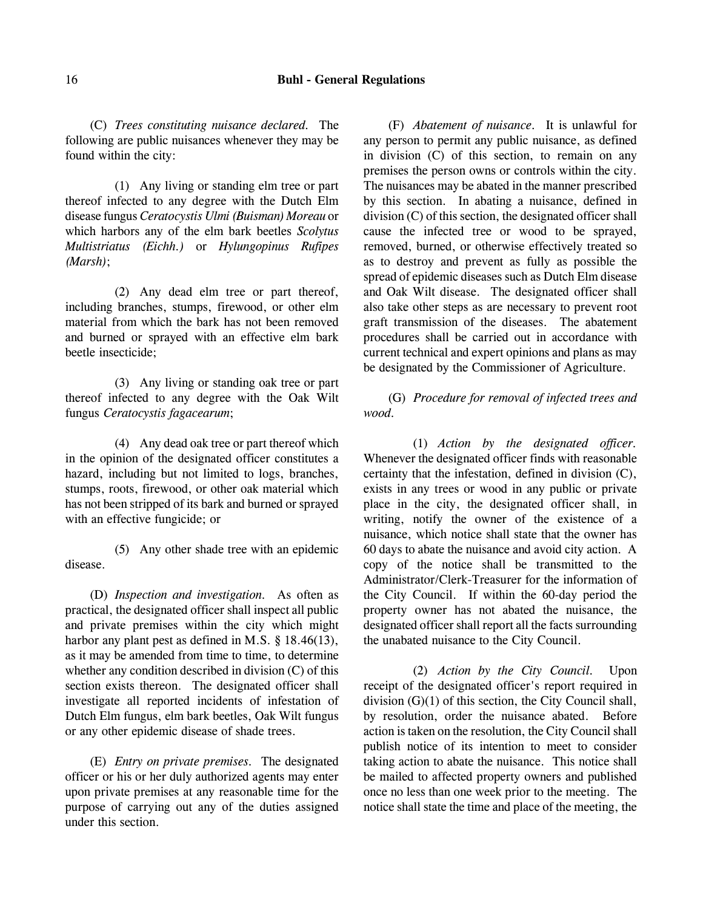(C) *Trees constituting nuisance declared.* The following are public nuisances whenever they may be found within the city:

(1) Any living or standing elm tree or part thereof infected to any degree with the Dutch Elm disease fungus *Ceratocystis Ulmi (Buisman) Moreau* or which harbors any of the elm bark beetles *Scolytus Multistriatus (Eichh.)* or *Hylungopinus Rufipes (Marsh)*;

(2) Any dead elm tree or part thereof, including branches, stumps, firewood, or other elm material from which the bark has not been removed and burned or sprayed with an effective elm bark beetle insecticide;

(3) Any living or standing oak tree or part thereof infected to any degree with the Oak Wilt fungus *Ceratocystis fagacearum*;

(4) Any dead oak tree or part thereof which in the opinion of the designated officer constitutes a hazard, including but not limited to logs, branches, stumps, roots, firewood, or other oak material which has not been stripped of its bark and burned or sprayed with an effective fungicide; or

(5) Any other shade tree with an epidemic disease.

(D) *Inspection and investigation.* As often as practical, the designated officer shall inspect all public and private premises within the city which might harbor any plant pest as defined in M.S. § 18.46(13), as it may be amended from time to time, to determine whether any condition described in division (C) of this section exists thereon. The designated officer shall investigate all reported incidents of infestation of Dutch Elm fungus, elm bark beetles, Oak Wilt fungus or any other epidemic disease of shade trees.

(E) *Entry on private premises.* The designated officer or his or her duly authorized agents may enter upon private premises at any reasonable time for the purpose of carrying out any of the duties assigned under this section.

(F) *Abatement of nuisance.* It is unlawful for any person to permit any public nuisance, as defined in division (C) of this section, to remain on any premises the person owns or controls within the city. The nuisances may be abated in the manner prescribed by this section. In abating a nuisance, defined in division (C) of this section, the designated officer shall cause the infected tree or wood to be sprayed, removed, burned, or otherwise effectively treated so as to destroy and prevent as fully as possible the spread of epidemic diseases such as Dutch Elm disease and Oak Wilt disease. The designated officer shall also take other steps as are necessary to prevent root graft transmission of the diseases. The abatement procedures shall be carried out in accordance with current technical and expert opinions and plans as may be designated by the Commissioner of Agriculture.

(G) *Procedure for removal of infected trees and wood.*

(1) *Action by the designated officer.* Whenever the designated officer finds with reasonable certainty that the infestation, defined in division (C), exists in any trees or wood in any public or private place in the city, the designated officer shall, in writing, notify the owner of the existence of a nuisance, which notice shall state that the owner has 60 days to abate the nuisance and avoid city action. A copy of the notice shall be transmitted to the Administrator/Clerk-Treasurer for the information of the City Council. If within the 60-day period the property owner has not abated the nuisance, the designated officer shall report all the facts surrounding the unabated nuisance to the City Council.

(2) *Action by the City Council.* Upon receipt of the designated officer's report required in division (G)(1) of this section, the City Council shall, by resolution, order the nuisance abated. Before action is taken on the resolution, the City Council shall publish notice of its intention to meet to consider taking action to abate the nuisance. This notice shall be mailed to affected property owners and published once no less than one week prior to the meeting. The notice shall state the time and place of the meeting, the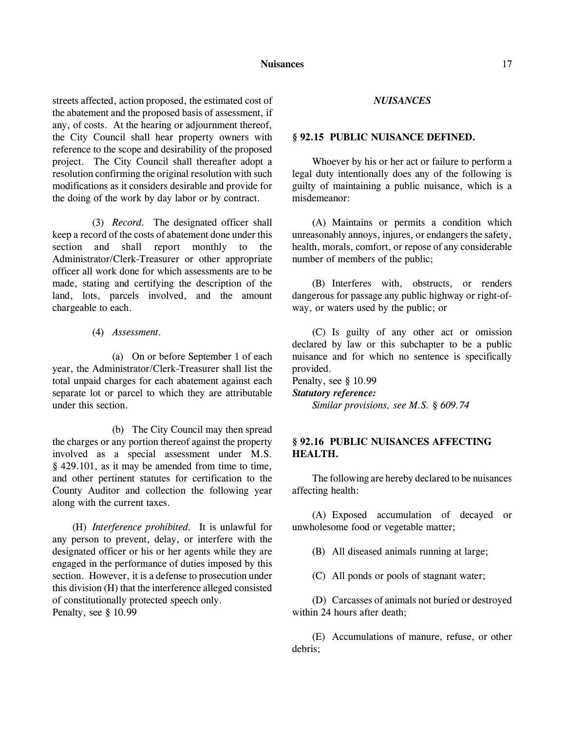streets affected, action proposed, the estimated cost of the abatement and the proposed basis of assessment, if any, of costs. At the hearing or adjournment thereof, the City Council shall hear property owners with reference to the scope and desirability of the proposed project. The City Council shall thereafter adopt a resolution confirming the original resolution with such modifications as it considers desirable and provide for the doing of the work by day labor or by contract.

(3) *Record.* The designated officer shall keep a record of the costs of abatement done under this section and shall report monthly to the Administrator/Clerk-Treasurer or other appropriate officer all work done for which assessments are to be made, stating and certifying the description of the land, lots, parcels involved, and the amount chargeable to each.

(4) *Assessment.*

(a) On or before September 1 of each year, the Administrator/Clerk-Treasurer shall list the total unpaid charges for each abatement against each separate lot or parcel to which they are attributable under this section.

(b) The City Council may then spread the charges or any portion thereof against the property involved as a special assessment under M.S. § 429.101, as it may be amended from time to time, and other pertinent statutes for certification to the County Auditor and collection the following year along with the current taxes.

(H) *Interference prohibited.* It is unlawful for any person to prevent, delay, or interfere with the designated officer or his or her agents while they are engaged in the performance of duties imposed by this section. However, it is a defense to prosecution under this division (H) that the interference alleged consisted of constitutionally protected speech only.
Penalty, see § 10.99

## *NUISANCES*

### § 92.15 PUBLIC NUISANCE DEFINED.

Whoever by his or her act or failure to perform a legal duty intentionally does any of the following is guilty of maintaining a public nuisance, which is a misdemeanor:

(A) Maintains or permits a condition which unreasonably annoys, injures, or endangers the safety, health, morals, comfort, or repose of any considerable number of members of the public;

(B) Interferes with, obstructs, or renders dangerous for passage any public highway or right-of-way, or waters used by the public; or

(C) Is guilty of any other act or omission declared by law or this subchapter to be a public nuisance and for which no sentence is specifically provided.
Penalty, see § 10.99
***Statutory reference:***
*Similar provisions, see M.S. § 609.74*

### § 92.16 PUBLIC NUISANCES AFFECTING HEALTH.

The following are hereby declared to be nuisances affecting health:

(A) Exposed accumulation of decayed or unwholesome food or vegetable matter;

(B) All diseased animals running at large;

(C) All ponds or pools of stagnant water;

(D) Carcasses of animals not buried or destroyed within 24 hours after death;

(E) Accumulations of manure, refuse, or other debris;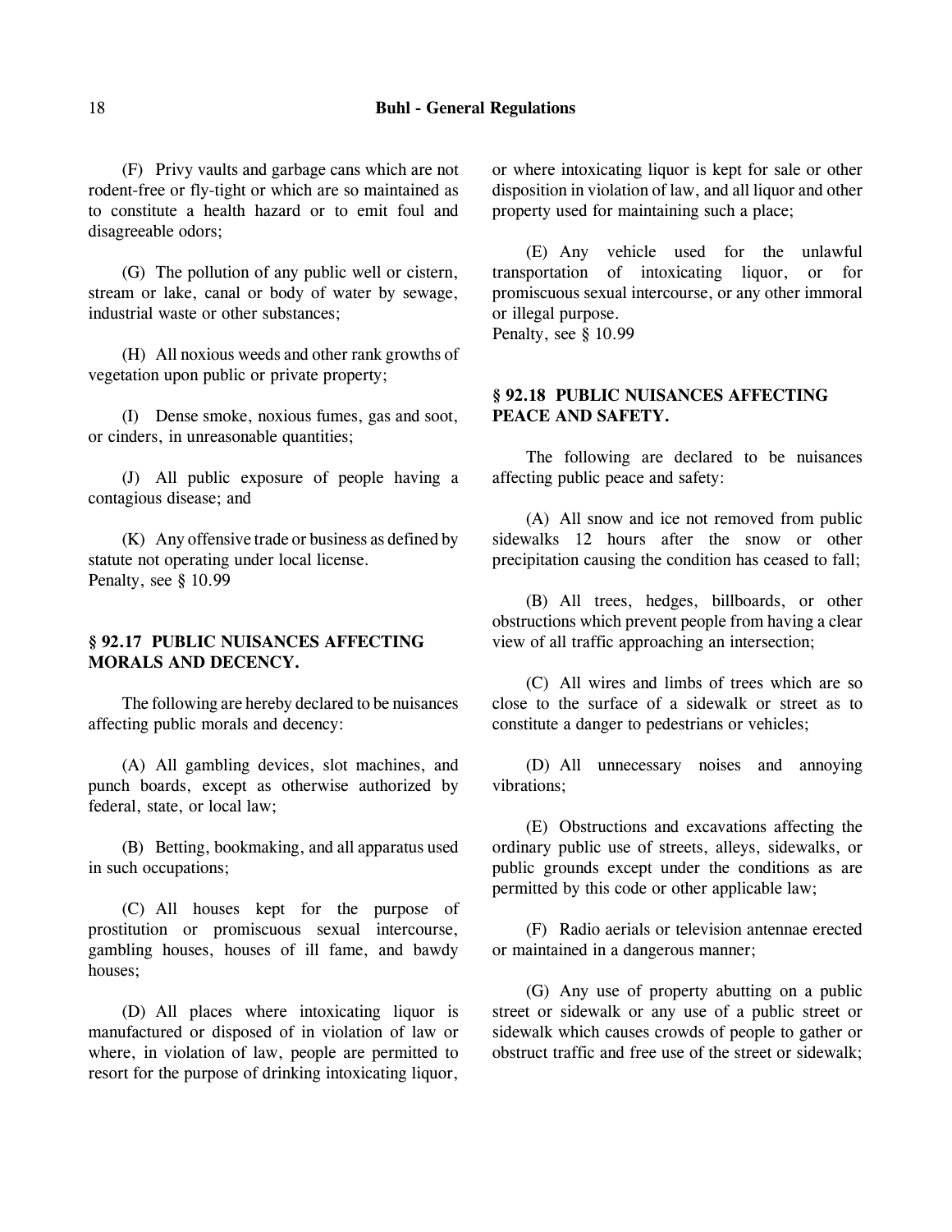(F) Privy vaults and garbage cans which are not rodent-free or fly-tight or which are so maintained as to constitute a health hazard or to emit foul and disagreeable odors;

(G) The pollution of any public well or cistern, stream or lake, canal or body of water by sewage, industrial waste or other substances;

(H) All noxious weeds and other rank growths of vegetation upon public or private property;

(I) Dense smoke, noxious fumes, gas and soot, or cinders, in unreasonable quantities;

(J) All public exposure of people having a contagious disease; and

(K) Any offensive trade or business as defined by statute not operating under local license.
Penalty, see § 10.99

**§ 92.17 PUBLIC NUISANCES AFFECTING MORALS AND DECENCY.**

The following are hereby declared to be nuisances affecting public morals and decency:

(A) All gambling devices, slot machines, and punch boards, except as otherwise authorized by federal, state, or local law;

(B) Betting, bookmaking, and all apparatus used in such occupations;

(C) All houses kept for the purpose of prostitution or promiscuous sexual intercourse, gambling houses, houses of ill fame, and bawdy houses;

(D) All places where intoxicating liquor is manufactured or disposed of in violation of law or where, in violation of law, people are permitted to resort for the purpose of drinking intoxicating liquor, or where intoxicating liquor is kept for sale or other disposition in violation of law, and all liquor and other property used for maintaining such a place;

(E) Any vehicle used for the unlawful transportation of intoxicating liquor, or for promiscuous sexual intercourse, or any other immoral or illegal purpose.
Penalty, see § 10.99

**§ 92.18 PUBLIC NUISANCES AFFECTING PEACE AND SAFETY.**

The following are declared to be nuisances affecting public peace and safety:

(A) All snow and ice not removed from public sidewalks 12 hours after the snow or other precipitation causing the condition has ceased to fall;

(B) All trees, hedges, billboards, or other obstructions which prevent people from having a clear view of all traffic approaching an intersection;

(C) All wires and limbs of trees which are so close to the surface of a sidewalk or street as to constitute a danger to pedestrians or vehicles;

(D) All unnecessary noises and annoying vibrations;

(E) Obstructions and excavations affecting the ordinary public use of streets, alleys, sidewalks, or public grounds except under the conditions as are permitted by this code or other applicable law;

(F) Radio aerials or television antennae erected or maintained in a dangerous manner;

(G) Any use of property abutting on a public street or sidewalk or any use of a public street or sidewalk which causes crowds of people to gather or obstruct traffic and free use of the street or sidewalk;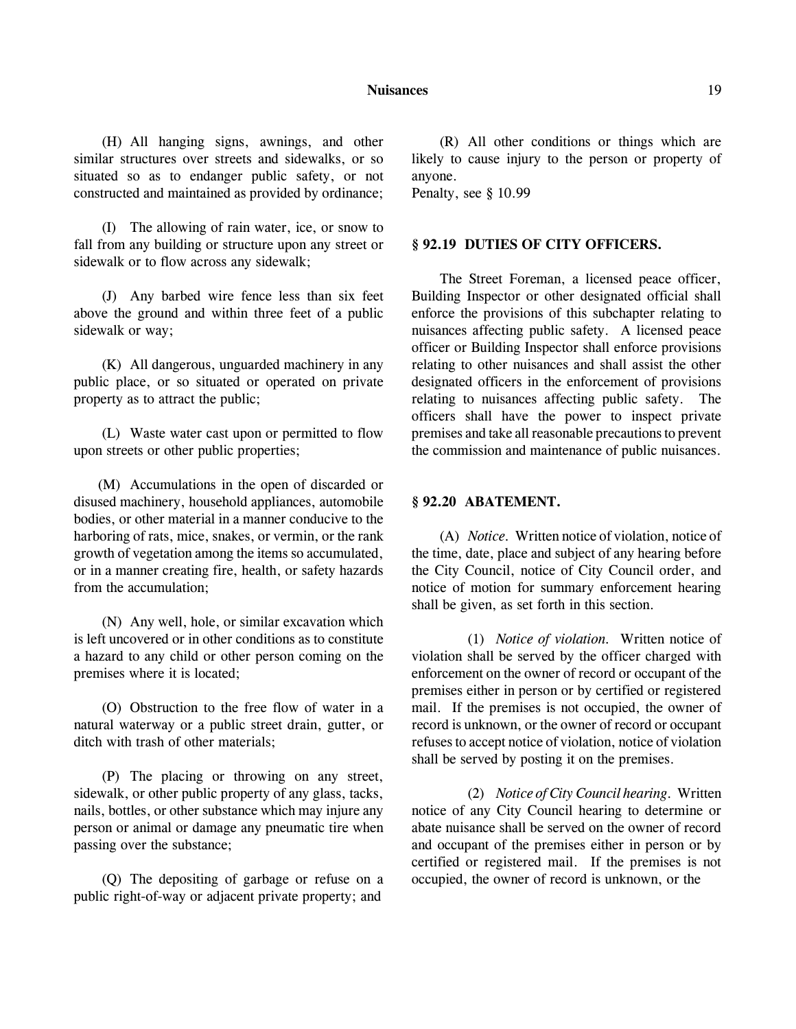(H) All hanging signs, awnings, and other similar structures over streets and sidewalks, or so situated so as to endanger public safety, or not constructed and maintained as provided by ordinance;

(I) The allowing of rain water, ice, or snow to fall from any building or structure upon any street or sidewalk or to flow across any sidewalk;

(J) Any barbed wire fence less than six feet above the ground and within three feet of a public sidewalk or way;

(K) All dangerous, unguarded machinery in any public place, or so situated or operated on private property as to attract the public;

(L) Waste water cast upon or permitted to flow upon streets or other public properties;

(M) Accumulations in the open of discarded or disused machinery, household appliances, automobile bodies, or other material in a manner conducive to the harboring of rats, mice, snakes, or vermin, or the rank growth of vegetation among the items so accumulated, or in a manner creating fire, health, or safety hazards from the accumulation;

(N) Any well, hole, or similar excavation which is left uncovered or in other conditions as to constitute a hazard to any child or other person coming on the premises where it is located;

(O) Obstruction to the free flow of water in a natural waterway or a public street drain, gutter, or ditch with trash of other materials;

(P) The placing or throwing on any street, sidewalk, or other public property of any glass, tacks, nails, bottles, or other substance which may injure any person or animal or damage any pneumatic tire when passing over the substance;

(Q) The depositing of garbage or refuse on a public right-of-way or adjacent private property; and

(R) All other conditions or things which are likely to cause injury to the person or property of anyone.

Penalty, see § 10.99

## § 92.19 DUTIES OF CITY OFFICERS.

The Street Foreman, a licensed peace officer, Building Inspector or other designated official shall enforce the provisions of this subchapter relating to nuisances affecting public safety. A licensed peace officer or Building Inspector shall enforce provisions relating to other nuisances and shall assist the other designated officers in the enforcement of provisions relating to nuisances affecting public safety. The officers shall have the power to inspect private premises and take all reasonable precautions to prevent the commission and maintenance of public nuisances.

## § 92.20 ABATEMENT.

(A) *Notice.* Written notice of violation, notice of the time, date, place and subject of any hearing before the City Council, notice of City Council order, and notice of motion for summary enforcement hearing shall be given, as set forth in this section.

(1) *Notice of violation.* Written notice of violation shall be served by the officer charged with enforcement on the owner of record or occupant of the premises either in person or by certified or registered mail. If the premises is not occupied, the owner of record is unknown, or the owner of record or occupant refuses to accept notice of violation, notice of violation shall be served by posting it on the premises.

(2) *Notice of City Council hearing.* Written notice of any City Council hearing to determine or abate nuisance shall be served on the owner of record and occupant of the premises either in person or by certified or registered mail. If the premises is not occupied, the owner of record is unknown, or the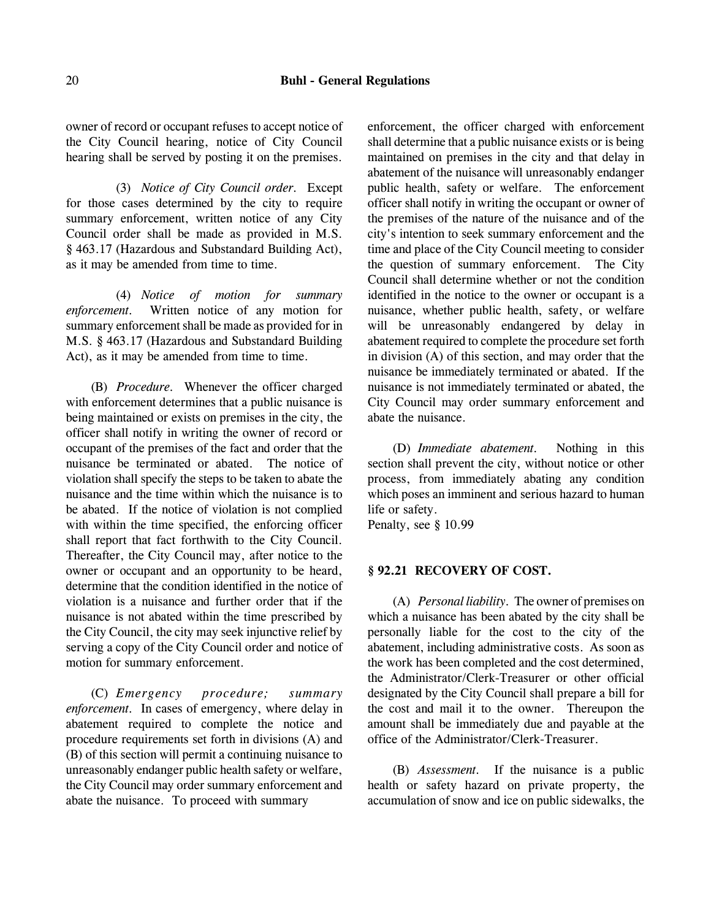owner of record or occupant refuses to accept notice of the City Council hearing, notice of City Council hearing shall be served by posting it on the premises.

(3) *Notice of City Council order.* Except for those cases determined by the city to require summary enforcement, written notice of any City Council order shall be made as provided in M.S. § 463.17 (Hazardous and Substandard Building Act), as it may be amended from time to time.

(4) *Notice of motion for summary enforcement.* Written notice of any motion for summary enforcement shall be made as provided for in M.S. § 463.17 (Hazardous and Substandard Building Act), as it may be amended from time to time.

(B) *Procedure.* Whenever the officer charged with enforcement determines that a public nuisance is being maintained or exists on premises in the city, the officer shall notify in writing the owner of record or occupant of the premises of the fact and order that the nuisance be terminated or abated. The notice of violation shall specify the steps to be taken to abate the nuisance and the time within which the nuisance is to be abated. If the notice of violation is not complied with within the time specified, the enforcing officer shall report that fact forthwith to the City Council. Thereafter, the City Council may, after notice to the owner or occupant and an opportunity to be heard, determine that the condition identified in the notice of violation is a nuisance and further order that if the nuisance is not abated within the time prescribed by the City Council, the city may seek injunctive relief by serving a copy of the City Council order and notice of motion for summary enforcement.

(C) *Emergency procedure; summary enforcement.* In cases of emergency, where delay in abatement required to complete the notice and procedure requirements set forth in divisions (A) and (B) of this section will permit a continuing nuisance to unreasonably endanger public health safety or welfare, the City Council may order summary enforcement and abate the nuisance. To proceed with summary enforcement, the officer charged with enforcement shall determine that a public nuisance exists or is being maintained on premises in the city and that delay in abatement of the nuisance will unreasonably endanger public health, safety or welfare. The enforcement officer shall notify in writing the occupant or owner of the premises of the nature of the nuisance and of the city's intention to seek summary enforcement and the time and place of the City Council meeting to consider the question of summary enforcement. The City Council shall determine whether or not the condition identified in the notice to the owner or occupant is a nuisance, whether public health, safety, or welfare will be unreasonably endangered by delay in abatement required to complete the procedure set forth in division (A) of this section, and may order that the nuisance be immediately terminated or abated. If the nuisance is not immediately terminated or abated, the City Council may order summary enforcement and abate the nuisance.

(D) *Immediate abatement.* Nothing in this section shall prevent the city, without notice or other process, from immediately abating any condition which poses an imminent and serious hazard to human life or safety.
Penalty, see § 10.99

### § 92.21 RECOVERY OF COST.

(A) *Personal liability.* The owner of premises on which a nuisance has been abated by the city shall be personally liable for the cost to the city of the abatement, including administrative costs. As soon as the work has been completed and the cost determined, the Administrator/Clerk-Treasurer or other official designated by the City Council shall prepare a bill for the cost and mail it to the owner. Thereupon the amount shall be immediately due and payable at the office of the Administrator/Clerk-Treasurer.

(B) *Assessment.* If the nuisance is a public health or safety hazard on private property, the accumulation of snow and ice on public sidewalks, the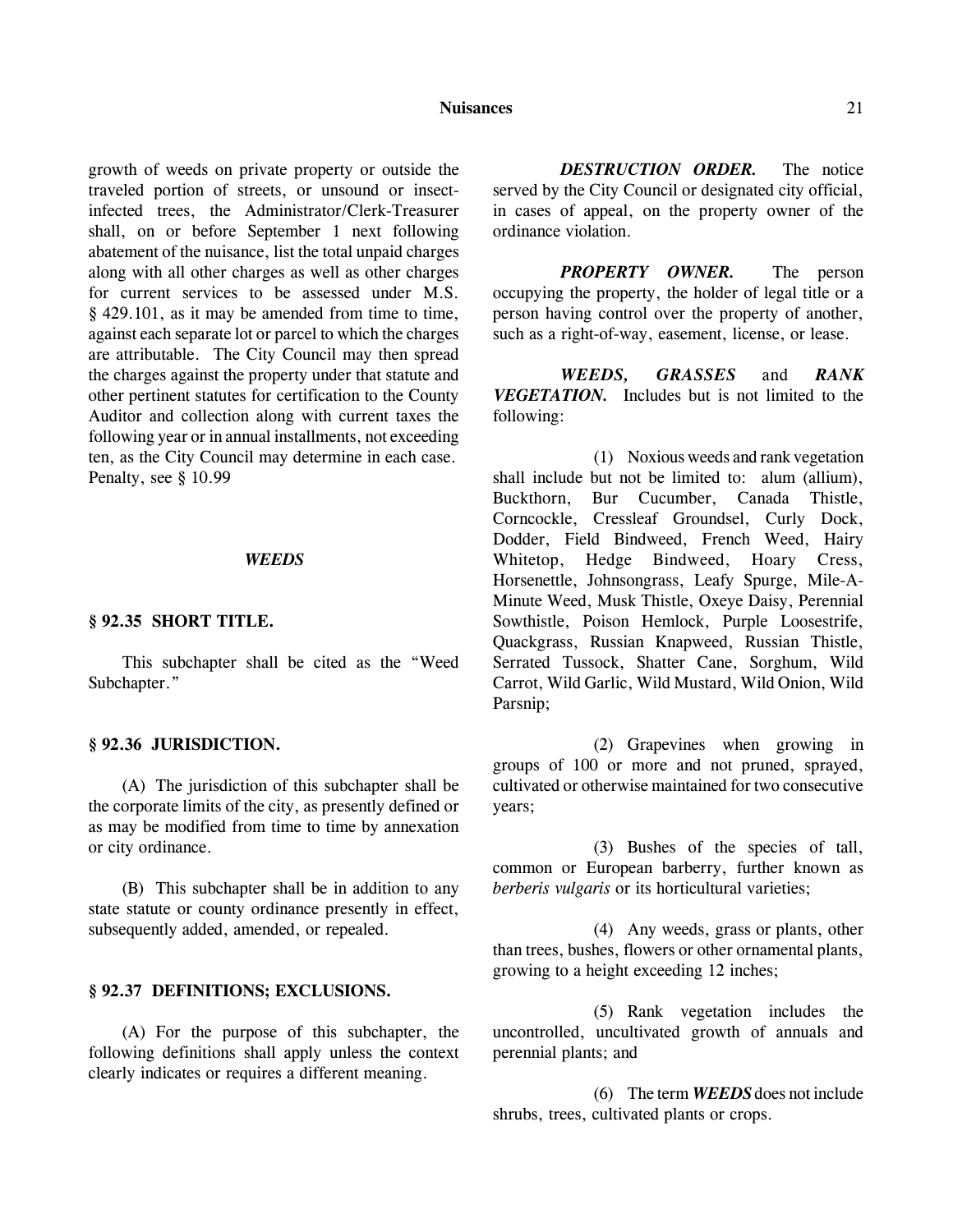growth of weeds on private property or outside the traveled portion of streets, or unsound or insect-infected trees, the Administrator/Clerk-Treasurer shall, on or before September 1 next following abatement of the nuisance, list the total unpaid charges along with all other charges as well as other charges for current services to be assessed under M.S. § 429.101, as it may be amended from time to time, against each separate lot or parcel to which the charges are attributable. The City Council may then spread the charges against the property under that statute and other pertinent statutes for certification to the County Auditor and collection along with current taxes the following year or in annual installments, not exceeding ten, as the City Council may determine in each case.
Penalty, see § 10.99

### *WEEDS*

### § 92.35 SHORT TITLE.

This subchapter shall be cited as the "Weed Subchapter."

### § 92.36 JURISDICTION.

(A) The jurisdiction of this subchapter shall be the corporate limits of the city, as presently defined or as may be modified from time to time by annexation or city ordinance.

(B) This subchapter shall be in addition to any state statute or county ordinance presently in effect, subsequently added, amended, or repealed.

### § 92.37 DEFINITIONS; EXCLUSIONS.

(A) For the purpose of this subchapter, the following definitions shall apply unless the context clearly indicates or requires a different meaning.

***DESTRUCTION ORDER.*** The notice served by the City Council or designated city official, in cases of appeal, on the property owner of the ordinance violation.

***PROPERTY OWNER.*** The person occupying the property, the holder of legal title or a person having control over the property of another, such as a right-of-way, easement, license, or lease.

***WEEDS, GRASSES*** and ***RANK VEGETATION.*** Includes but is not limited to the following:

(1) Noxious weeds and rank vegetation shall include but not be limited to: alum (allium), Buckthorn, Bur Cucumber, Canada Thistle, Corncockle, Cressleaf Groundsel, Curly Dock, Dodder, Field Bindweed, French Weed, Hairy Whitetop, Hedge Bindweed, Hoary Cress, Horsenettle, Johnsongrass, Leafy Spurge, Mile-A-Minute Weed, Musk Thistle, Oxeye Daisy, Perennial Sowthistle, Poison Hemlock, Purple Loosestrife, Quackgrass, Russian Knapweed, Russian Thistle, Serrated Tussock, Shatter Cane, Sorghum, Wild Carrot, Wild Garlic, Wild Mustard, Wild Onion, Wild Parsnip;

(2) Grapevines when growing in groups of 100 or more and not pruned, sprayed, cultivated or otherwise maintained for two consecutive years;

(3) Bushes of the species of tall, common or European barberry, further known as *berberis vulgaris* or its horticultural varieties;

(4) Any weeds, grass or plants, other than trees, bushes, flowers or other ornamental plants, growing to a height exceeding 12 inches;

(5) Rank vegetation includes the uncontrolled, uncultivated growth of annuals and perennial plants; and

(6) The term ***WEEDS*** does not include shrubs, trees, cultivated plants or crops.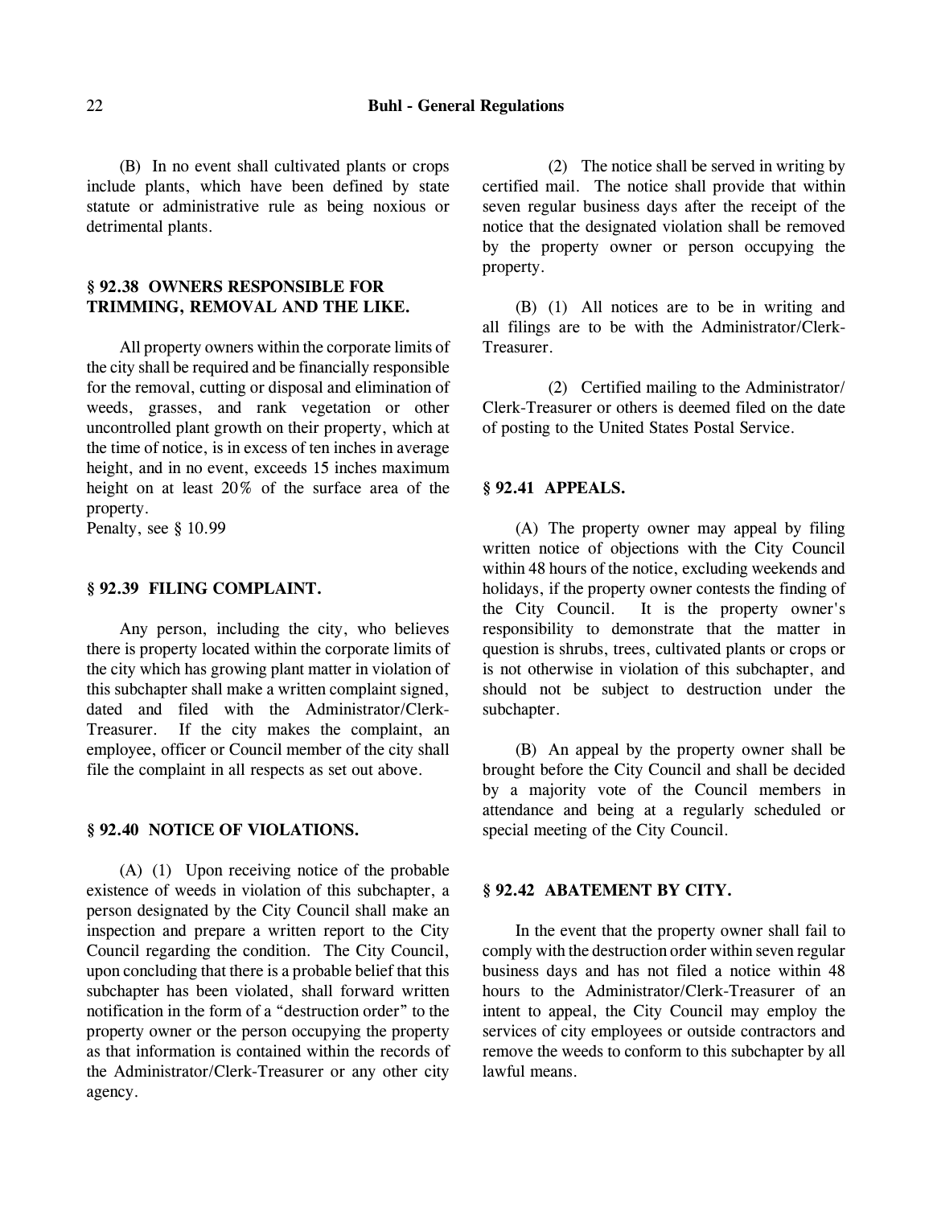(B) In no event shall cultivated plants or crops include plants, which have been defined by state statute or administrative rule as being noxious or detrimental plants.

### § 92.38 OWNERS RESPONSIBLE FOR TRIMMING, REMOVAL AND THE LIKE.

All property owners within the corporate limits of the city shall be required and be financially responsible for the removal, cutting or disposal and elimination of weeds, grasses, and rank vegetation or other uncontrolled plant growth on their property, which at the time of notice, is in excess of ten inches in average height, and in no event, exceeds 15 inches maximum height on at least 20% of the surface area of the property.
Penalty, see § 10.99

### § 92.39 FILING COMPLAINT.

Any person, including the city, who believes there is property located within the corporate limits of the city which has growing plant matter in violation of this subchapter shall make a written complaint signed, dated and filed with the Administrator/Clerk-Treasurer. If the city makes the complaint, an employee, officer or Council member of the city shall file the complaint in all respects as set out above.

### § 92.40 NOTICE OF VIOLATIONS.

(A) (1) Upon receiving notice of the probable existence of weeds in violation of this subchapter, a person designated by the City Council shall make an inspection and prepare a written report to the City Council regarding the condition. The City Council, upon concluding that there is a probable belief that this subchapter has been violated, shall forward written notification in the form of a "destruction order" to the property owner or the person occupying the property as that information is contained within the records of the Administrator/Clerk-Treasurer or any other city agency.

(2) The notice shall be served in writing by certified mail. The notice shall provide that within seven regular business days after the receipt of the notice that the designated violation shall be removed by the property owner or person occupying the property.

(B) (1) All notices are to be in writing and all filings are to be with the Administrator/Clerk-Treasurer.

(2) Certified mailing to the Administrator/Clerk-Treasurer or others is deemed filed on the date of posting to the United States Postal Service.

### § 92.41 APPEALS.

(A) The property owner may appeal by filing written notice of objections with the City Council within 48 hours of the notice, excluding weekends and holidays, if the property owner contests the finding of the City Council. It is the property owner's responsibility to demonstrate that the matter in question is shrubs, trees, cultivated plants or crops or is not otherwise in violation of this subchapter, and should not be subject to destruction under the subchapter.

(B) An appeal by the property owner shall be brought before the City Council and shall be decided by a majority vote of the Council members in attendance and being at a regularly scheduled or special meeting of the City Council.

### § 92.42 ABATEMENT BY CITY.

In the event that the property owner shall fail to comply with the destruction order within seven regular business days and has not filed a notice within 48 hours to the Administrator/Clerk-Treasurer of an intent to appeal, the City Council may employ the services of city employees or outside contractors and remove the weeds to conform to this subchapter by all lawful means.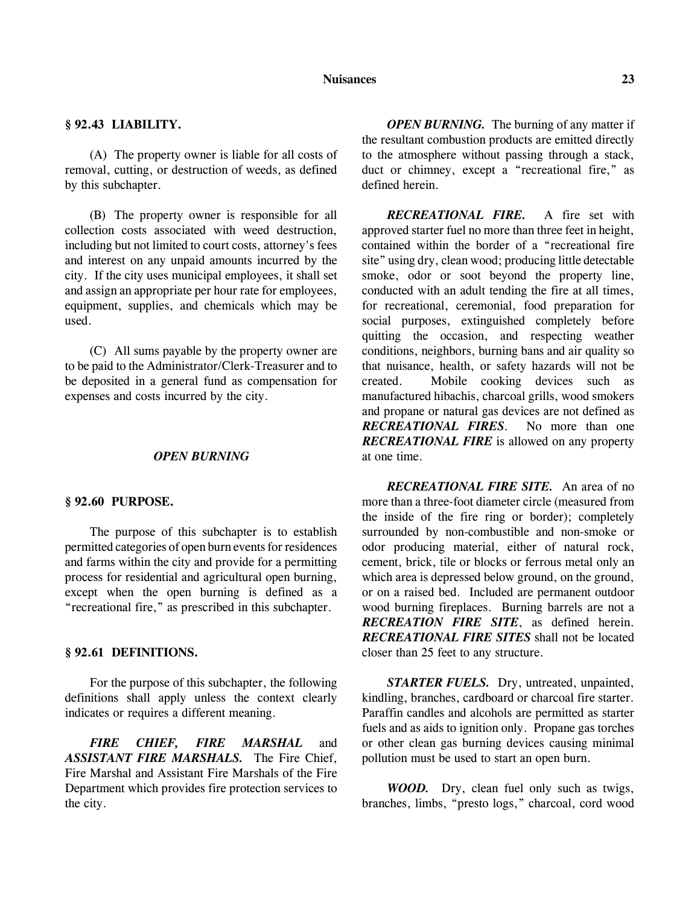### § 92.43 LIABILITY.

(A) The property owner is liable for all costs of removal, cutting, or destruction of weeds, as defined by this subchapter.

(B) The property owner is responsible for all collection costs associated with weed destruction, including but not limited to court costs, attorney's fees and interest on any unpaid amounts incurred by the city. If the city uses municipal employees, it shall set and assign an appropriate per hour rate for employees, equipment, supplies, and chemicals which may be used.

(C) All sums payable by the property owner are to be paid to the Administrator/Clerk-Treasurer and to be deposited in a general fund as compensation for expenses and costs incurred by the city.

## *OPEN BURNING*

### § 92.60 PURPOSE.

The purpose of this subchapter is to establish permitted categories of open burn events for residences and farms within the city and provide for a permitting process for residential and agricultural open burning, except when the open burning is defined as a "recreational fire," as prescribed in this subchapter.

### § 92.61 DEFINITIONS.

For the purpose of this subchapter, the following definitions shall apply unless the context clearly indicates or requires a different meaning.

***FIRE CHIEF, FIRE MARSHAL*** and ***ASSISTANT FIRE MARSHALS.*** The Fire Chief, Fire Marshal and Assistant Fire Marshals of the Fire Department which provides fire protection services to the city.

***OPEN BURNING.*** The burning of any matter if the resultant combustion products are emitted directly to the atmosphere without passing through a stack, duct or chimney, except a "recreational fire," as defined herein.

***RECREATIONAL FIRE.*** A fire set with approved starter fuel no more than three feet in height, contained within the border of a "recreational fire site" using dry, clean wood; producing little detectable smoke, odor or soot beyond the property line, conducted with an adult tending the fire at all times, for recreational, ceremonial, food preparation for social purposes, extinguished completely before quitting the occasion, and respecting weather conditions, neighbors, burning bans and air quality so that nuisance, health, or safety hazards will not be created. Mobile cooking devices such as manufactured hibachis, charcoal grills, wood smokers and propane or natural gas devices are not defined as ***RECREATIONAL FIRES***. No more than one ***RECREATIONAL FIRE*** is allowed on any property at one time.

***RECREATIONAL FIRE SITE.*** An area of no more than a three-foot diameter circle (measured from the inside of the fire ring or border); completely surrounded by non-combustible and non-smoke or odor producing material, either of natural rock, cement, brick, tile or blocks or ferrous metal only an which area is depressed below ground, on the ground, or on a raised bed. Included are permanent outdoor wood burning fireplaces. Burning barrels are not a ***RECREATION FIRE SITE***, as defined herein. ***RECREATIONAL FIRE SITES*** shall not be located closer than 25 feet to any structure.

***STARTER FUELS.*** Dry, untreated, unpainted, kindling, branches, cardboard or charcoal fire starter. Paraffin candles and alcohols are permitted as starter fuels and as aids to ignition only. Propane gas torches or other clean gas burning devices causing minimal pollution must be used to start an open burn.

***WOOD.*** Dry, clean fuel only such as twigs, branches, limbs, "presto logs," charcoal, cord wood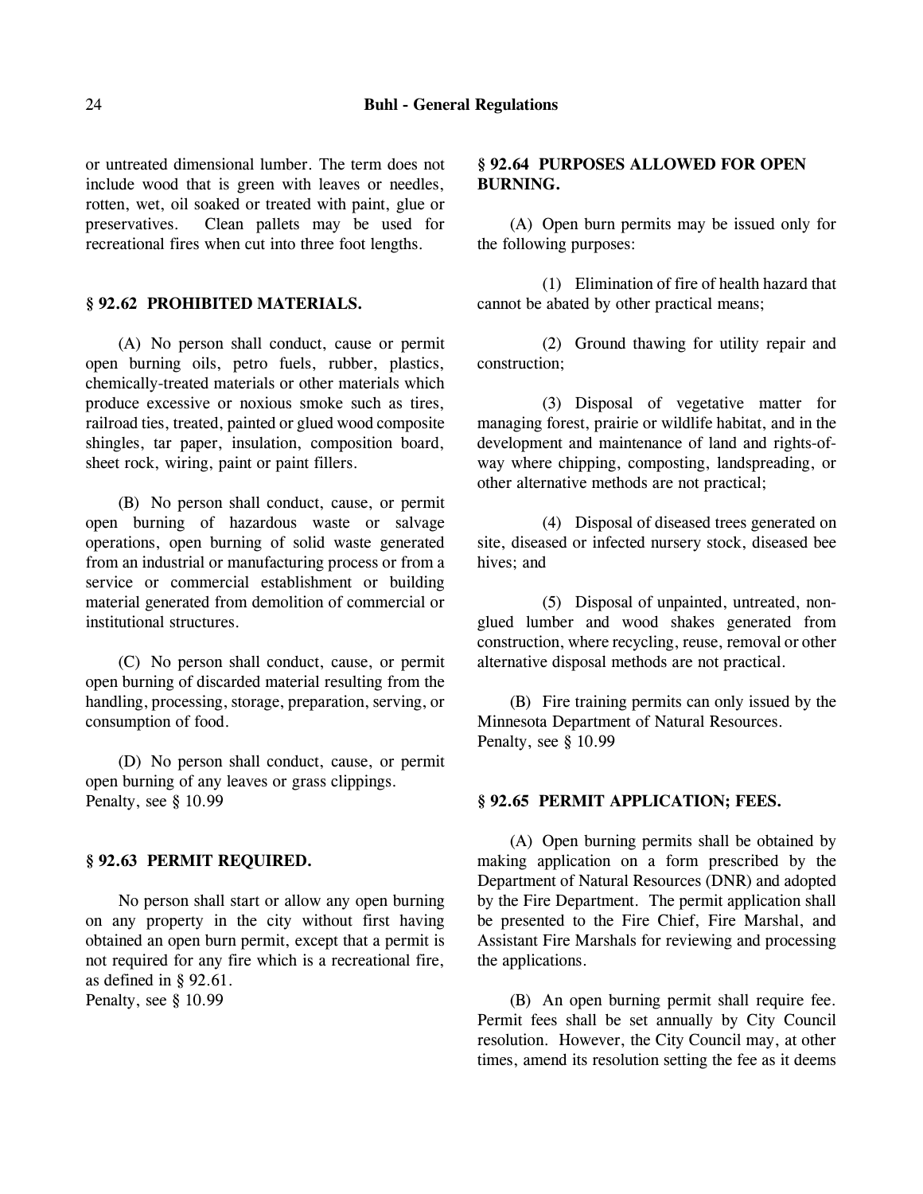or untreated dimensional lumber. The term does not include wood that is green with leaves or needles, rotten, wet, oil soaked or treated with paint, glue or preservatives. Clean pallets may be used for recreational fires when cut into three foot lengths.

**§ 92.62 PROHIBITED MATERIALS.**

(A) No person shall conduct, cause or permit open burning oils, petro fuels, rubber, plastics, chemically-treated materials or other materials which produce excessive or noxious smoke such as tires, railroad ties, treated, painted or glued wood composite shingles, tar paper, insulation, composition board, sheet rock, wiring, paint or paint fillers.

(B) No person shall conduct, cause, or permit open burning of hazardous waste or salvage operations, open burning of solid waste generated from an industrial or manufacturing process or from a service or commercial establishment or building material generated from demolition of commercial or institutional structures.

(C) No person shall conduct, cause, or permit open burning of discarded material resulting from the handling, processing, storage, preparation, serving, or consumption of food.

(D) No person shall conduct, cause, or permit open burning of any leaves or grass clippings.
Penalty, see § 10.99

**§ 92.63 PERMIT REQUIRED.**

No person shall start or allow any open burning on any property in the city without first having obtained an open burn permit, except that a permit is not required for any fire which is a recreational fire, as defined in § 92.61.
Penalty, see § 10.99

**§ 92.64 PURPOSES ALLOWED FOR OPEN BURNING.**

(A) Open burn permits may be issued only for the following purposes:

(1) Elimination of fire of health hazard that cannot be abated by other practical means;

(2) Ground thawing for utility repair and construction;

(3) Disposal of vegetative matter for managing forest, prairie or wildlife habitat, and in the development and maintenance of land and rights-of-way where chipping, composting, landspreading, or other alternative methods are not practical;

(4) Disposal of diseased trees generated on site, diseased or infected nursery stock, diseased bee hives; and

(5) Disposal of unpainted, untreated, non-glued lumber and wood shakes generated from construction, where recycling, reuse, removal or other alternative disposal methods are not practical.

(B) Fire training permits can only issued by the Minnesota Department of Natural Resources.
Penalty, see § 10.99

**§ 92.65 PERMIT APPLICATION; FEES.**

(A) Open burning permits shall be obtained by making application on a form prescribed by the Department of Natural Resources (DNR) and adopted by the Fire Department. The permit application shall be presented to the Fire Chief, Fire Marshal, and Assistant Fire Marshals for reviewing and processing the applications.

(B) An open burning permit shall require fee. Permit fees shall be set annually by City Council resolution. However, the City Council may, at other times, amend its resolution setting the fee as it deems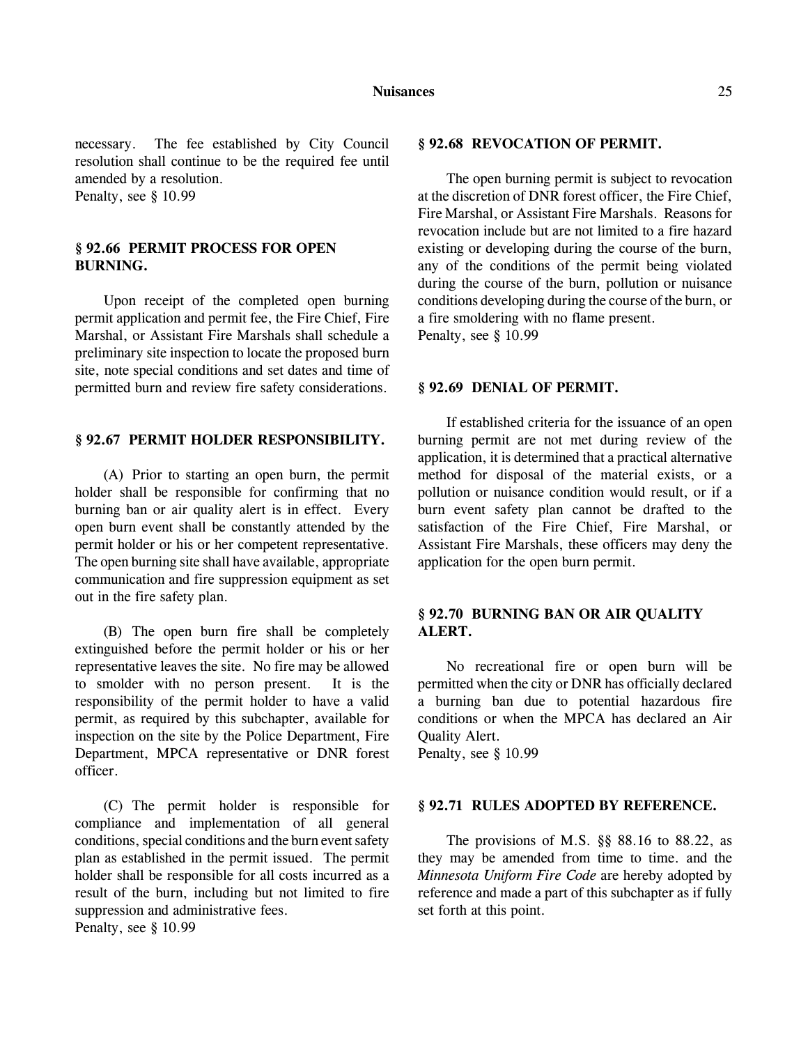necessary. The fee established by City Council resolution shall continue to be the required fee until amended by a resolution.
Penalty, see § 10.99

## § 92.66 PERMIT PROCESS FOR OPEN BURNING.

Upon receipt of the completed open burning permit application and permit fee, the Fire Chief, Fire Marshal, or Assistant Fire Marshals shall schedule a preliminary site inspection to locate the proposed burn site, note special conditions and set dates and time of permitted burn and review fire safety considerations.

## § 92.67 PERMIT HOLDER RESPONSIBILITY.

(A) Prior to starting an open burn, the permit holder shall be responsible for confirming that no burning ban or air quality alert is in effect. Every open burn event shall be constantly attended by the permit holder or his or her competent representative. The open burning site shall have available, appropriate communication and fire suppression equipment as set out in the fire safety plan.

(B) The open burn fire shall be completely extinguished before the permit holder or his or her representative leaves the site. No fire may be allowed to smolder with no person present. It is the responsibility of the permit holder to have a valid permit, as required by this subchapter, available for inspection on the site by the Police Department, Fire Department, MPCA representative or DNR forest officer.

(C) The permit holder is responsible for compliance and implementation of all general conditions, special conditions and the burn event safety plan as established in the permit issued. The permit holder shall be responsible for all costs incurred as a result of the burn, including but not limited to fire suppression and administrative fees.
Penalty, see § 10.99

## § 92.68 REVOCATION OF PERMIT.

The open burning permit is subject to revocation at the discretion of DNR forest officer, the Fire Chief, Fire Marshal, or Assistant Fire Marshals. Reasons for revocation include but are not limited to a fire hazard existing or developing during the course of the burn, any of the conditions of the permit being violated during the course of the burn, pollution or nuisance conditions developing during the course of the burn, or a fire smoldering with no flame present.
Penalty, see § 10.99

## § 92.69 DENIAL OF PERMIT.

If established criteria for the issuance of an open burning permit are not met during review of the application, it is determined that a practical alternative method for disposal of the material exists, or a pollution or nuisance condition would result, or if a burn event safety plan cannot be drafted to the satisfaction of the Fire Chief, Fire Marshal, or Assistant Fire Marshals, these officers may deny the application for the open burn permit.

## § 92.70 BURNING BAN OR AIR QUALITY ALERT.

No recreational fire or open burn will be permitted when the city or DNR has officially declared a burning ban due to potential hazardous fire conditions or when the MPCA has declared an Air Quality Alert.
Penalty, see § 10.99

## § 92.71 RULES ADOPTED BY REFERENCE.

The provisions of M.S. §§ 88.16 to 88.22, as they may be amended from time to time. and the *Minnesota Uniform Fire Code* are hereby adopted by reference and made a part of this subchapter as if fully set forth at this point.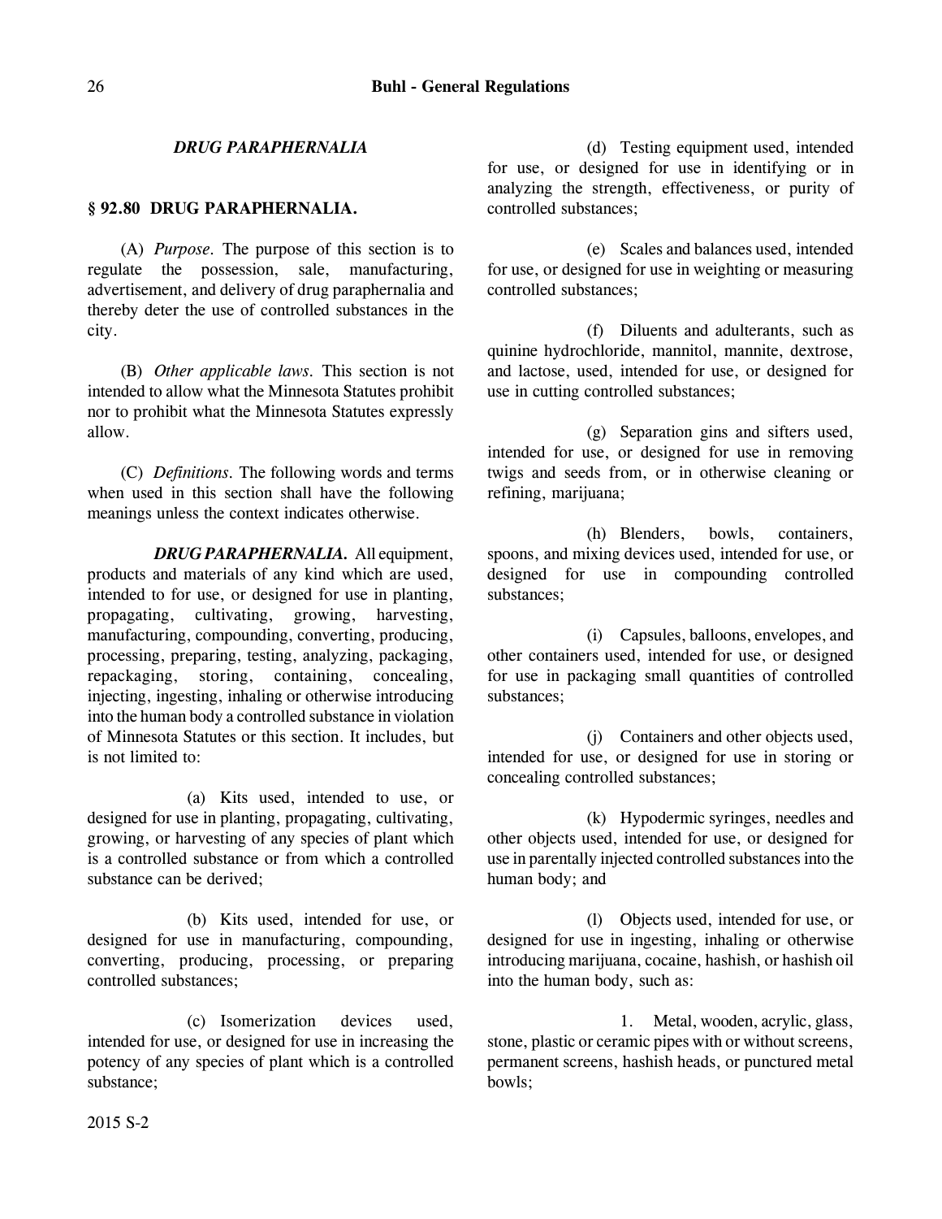*DRUG PARAPHERNALIA*

### § 92.80 DRUG PARAPHERNALIA.

(A) *Purpose.* The purpose of this section is to regulate the possession, sale, manufacturing, advertisement, and delivery of drug paraphernalia and thereby deter the use of controlled substances in the city.

(B) *Other applicable laws.* This section is not intended to allow what the Minnesota Statutes prohibit nor to prohibit what the Minnesota Statutes expressly allow.

(C) *Definitions.* The following words and terms when used in this section shall have the following meanings unless the context indicates otherwise.

***DRUG PARAPHERNALIA.*** All equipment, products and materials of any kind which are used, intended to for use, or designed for use in planting, propagating, cultivating, growing, harvesting, manufacturing, compounding, converting, producing, processing, preparing, testing, analyzing, packaging, repackaging, storing, containing, concealing, injecting, ingesting, inhaling or otherwise introducing into the human body a controlled substance in violation of Minnesota Statutes or this section. It includes, but is not limited to:

(a) Kits used, intended to use, or designed for use in planting, propagating, cultivating, growing, or harvesting of any species of plant which is a controlled substance or from which a controlled substance can be derived;

(b) Kits used, intended for use, or designed for use in manufacturing, compounding, converting, producing, processing, or preparing controlled substances;

(c) Isomerization devices used, intended for use, or designed for use in increasing the potency of any species of plant which is a controlled substance;

(d) Testing equipment used, intended for use, or designed for use in identifying or in analyzing the strength, effectiveness, or purity of controlled substances;

(e) Scales and balances used, intended for use, or designed for use in weighting or measuring controlled substances;

(f) Diluents and adulterants, such as quinine hydrochloride, mannitol, mannite, dextrose, and lactose, used, intended for use, or designed for use in cutting controlled substances;

(g) Separation gins and sifters used, intended for use, or designed for use in removing twigs and seeds from, or in otherwise cleaning or refining, marijuana;

(h) Blenders, bowls, containers, spoons, and mixing devices used, intended for use, or designed for use in compounding controlled substances;

(i) Capsules, balloons, envelopes, and other containers used, intended for use, or designed for use in packaging small quantities of controlled substances;

(j) Containers and other objects used, intended for use, or designed for use in storing or concealing controlled substances;

(k) Hypodermic syringes, needles and other objects used, intended for use, or designed for use in parentally injected controlled substances into the human body; and

(l) Objects used, intended for use, or designed for use in ingesting, inhaling or otherwise introducing marijuana, cocaine, hashish, or hashish oil into the human body, such as:

1. Metal, wooden, acrylic, glass, stone, plastic or ceramic pipes with or without screens, permanent screens, hashish heads, or punctured metal bowls;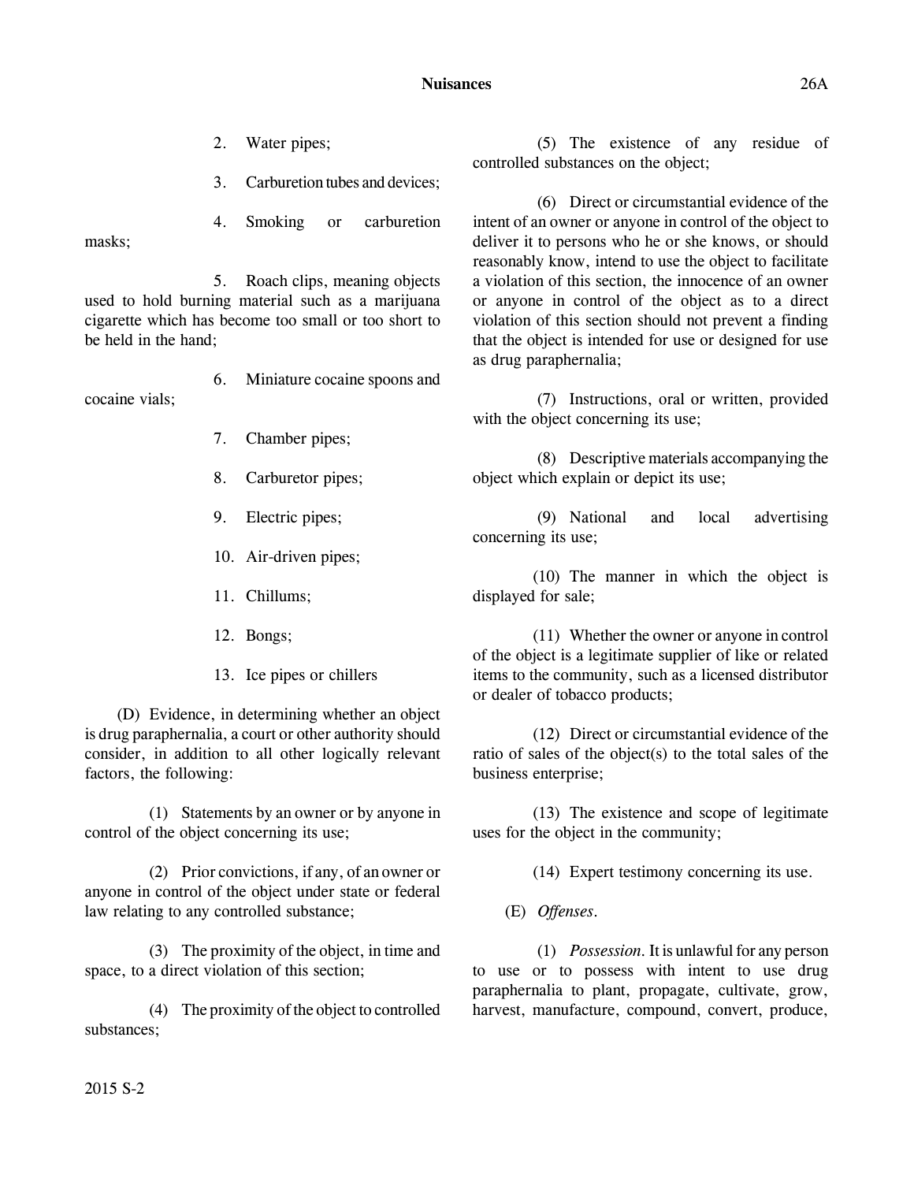2. Water pipes;

3. Carburetion tubes and devices;

4. Smoking or carburetion masks;

5. Roach clips, meaning objects used to hold burning material such as a marijuana cigarette which has become too small or too short to be held in the hand;

6. Miniature cocaine spoons and cocaine vials;

7. Chamber pipes;

8. Carburetor pipes;

9. Electric pipes;

10. Air-driven pipes;

11. Chillums;

12. Bongs;

13. Ice pipes or chillers

(D) Evidence, in determining whether an object is drug paraphernalia, a court or other authority should consider, in addition to all other logically relevant factors, the following:

(1) Statements by an owner or by anyone in control of the object concerning its use;

(2) Prior convictions, if any, of an owner or anyone in control of the object under state or federal law relating to any controlled substance;

(3) The proximity of the object, in time and space, to a direct violation of this section;

(4) The proximity of the object to controlled substances;

(5) The existence of any residue of controlled substances on the object;

(6) Direct or circumstantial evidence of the intent of an owner or anyone in control of the object to deliver it to persons who he or she knows, or should reasonably know, intend to use the object to facilitate a violation of this section, the innocence of an owner or anyone in control of the object as to a direct violation of this section should not prevent a finding that the object is intended for use or designed for use as drug paraphernalia;

(7) Instructions, oral or written, provided with the object concerning its use;

(8) Descriptive materials accompanying the object which explain or depict its use;

(9) National and local advertising concerning its use;

(10) The manner in which the object is displayed for sale;

(11) Whether the owner or anyone in control of the object is a legitimate supplier of like or related items to the community, such as a licensed distributor or dealer of tobacco products;

(12) Direct or circumstantial evidence of the ratio of sales of the object(s) to the total sales of the business enterprise;

(13) The existence and scope of legitimate uses for the object in the community;

(14) Expert testimony concerning its use.

(E) *Offenses.*

(1) *Possession.* It is unlawful for any person to use or to possess with intent to use drug paraphernalia to plant, propagate, cultivate, grow, harvest, manufacture, compound, convert, produce,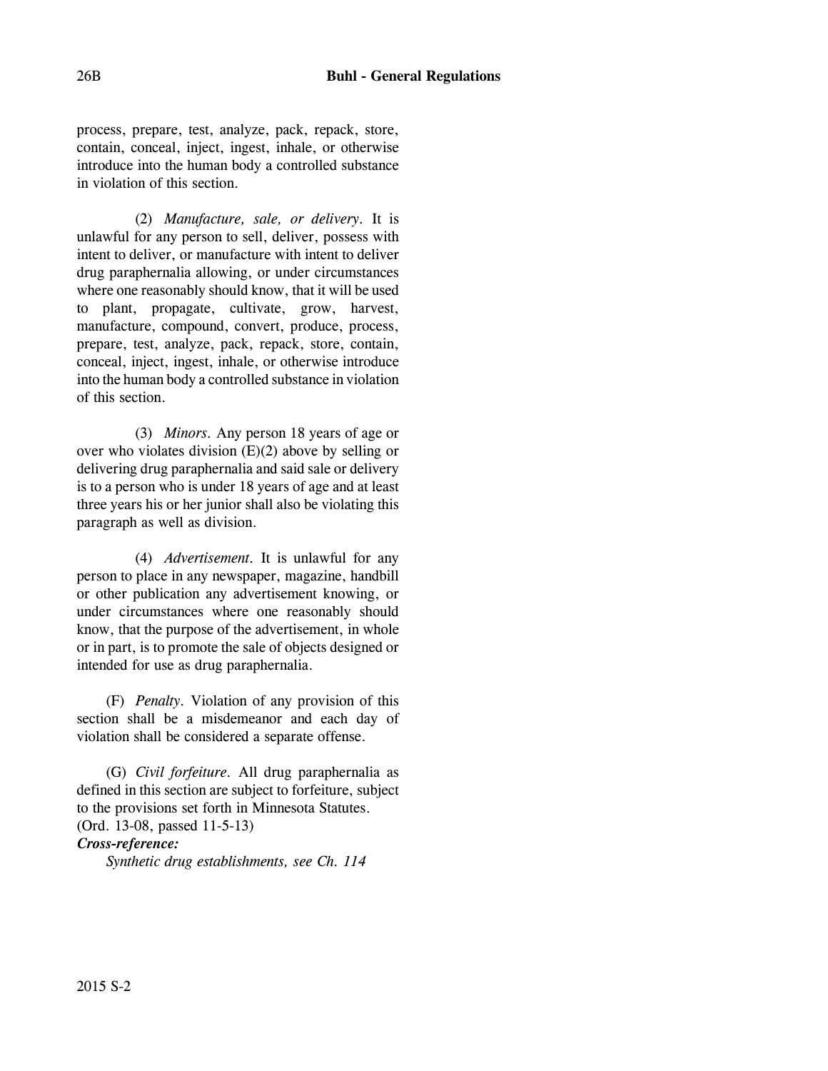process, prepare, test, analyze, pack, repack, store, contain, conceal, inject, ingest, inhale, or otherwise introduce into the human body a controlled substance in violation of this section.

(2) *Manufacture, sale, or delivery*. It is unlawful for any person to sell, deliver, possess with intent to deliver, or manufacture with intent to deliver drug paraphernalia allowing, or under circumstances where one reasonably should know, that it will be used to plant, propagate, cultivate, grow, harvest, manufacture, compound, convert, produce, process, prepare, test, analyze, pack, repack, store, contain, conceal, inject, ingest, inhale, or otherwise introduce into the human body a controlled substance in violation of this section.

(3) *Minors*. Any person 18 years of age or over who violates division (E)(2) above by selling or delivering drug paraphernalia and said sale or delivery is to a person who is under 18 years of age and at least three years his or her junior shall also be violating this paragraph as well as division.

(4) *Advertisement*. It is unlawful for any person to place in any newspaper, magazine, handbill or other publication any advertisement knowing, or under circumstances where one reasonably should know, that the purpose of the advertisement, in whole or in part, is to promote the sale of objects designed or intended for use as drug paraphernalia.

(F) *Penalty*. Violation of any provision of this section shall be a misdemeanor and each day of violation shall be considered a separate offense.

(G) *Civil forfeiture*. All drug paraphernalia as defined in this section are subject to forfeiture, subject to the provisions set forth in Minnesota Statutes.
(Ord. 13-08, passed 11-5-13)

***Cross-reference:***

*Synthetic drug establishments, see Ch. 114*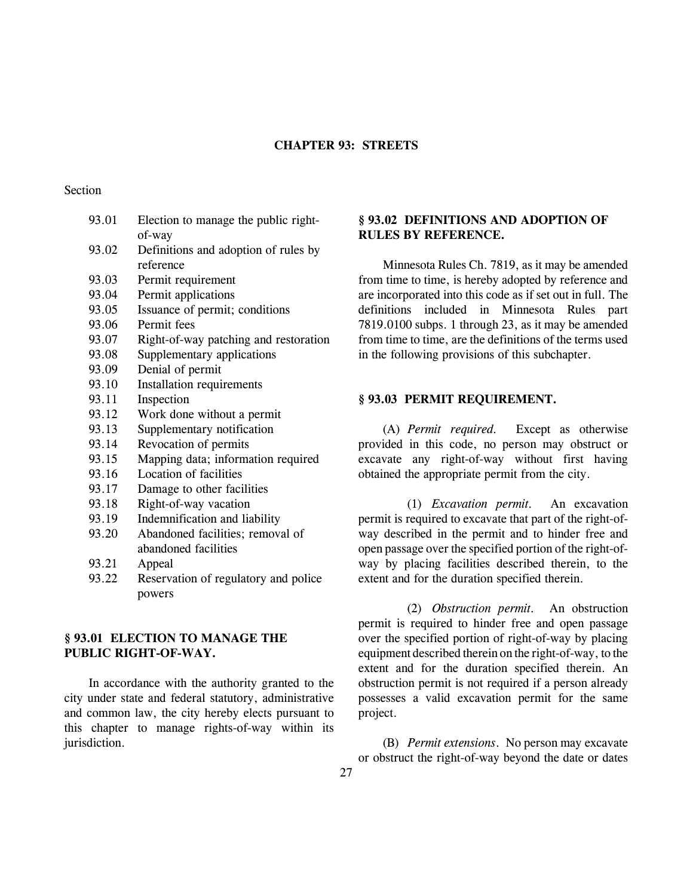# CHAPTER 93: STREETS

Section

93.01 Election to manage the public right-of-way
93.02 Definitions and adoption of rules by reference
93.03 Permit requirement
93.04 Permit applications
93.05 Issuance of permit; conditions
93.06 Permit fees
93.07 Right-of-way patching and restoration
93.08 Supplementary applications
93.09 Denial of permit
93.10 Installation requirements
93.11 Inspection
93.12 Work done without a permit
93.13 Supplementary notification
93.14 Revocation of permits
93.15 Mapping data; information required
93.16 Location of facilities
93.17 Damage to other facilities
93.18 Right-of-way vacation
93.19 Indemnification and liability
93.20 Abandoned facilities; removal of abandoned facilities
93.21 Appeal
93.22 Reservation of regulatory and police powers

## § 93.01 ELECTION TO MANAGE THE PUBLIC RIGHT-OF-WAY.

In accordance with the authority granted to the city under state and federal statutory, administrative and common law, the city hereby elects pursuant to this chapter to manage rights-of-way within its jurisdiction.

## § 93.02 DEFINITIONS AND ADOPTION OF RULES BY REFERENCE.

Minnesota Rules Ch. 7819, as it may be amended from time to time, is hereby adopted by reference and are incorporated into this code as if set out in full. The definitions included in Minnesota Rules part 7819.0100 subps. 1 through 23, as it may be amended from time to time, are the definitions of the terms used in the following provisions of this subchapter.

## § 93.03 PERMIT REQUIREMENT.

(A) *Permit required.* Except as otherwise provided in this code, no person may obstruct or excavate any right-of-way without first having obtained the appropriate permit from the city.

(1) *Excavation permit.* An excavation permit is required to excavate that part of the right-of-way described in the permit and to hinder free and open passage over the specified portion of the right-of-way by placing facilities described therein, to the extent and for the duration specified therein.

(2) *Obstruction permit.* An obstruction permit is required to hinder free and open passage over the specified portion of right-of-way by placing equipment described therein on the right-of-way, to the extent and for the duration specified therein. An obstruction permit is not required if a person already possesses a valid excavation permit for the same project.

(B) *Permit extensions.* No person may excavate or obstruct the right-of-way beyond the date or dates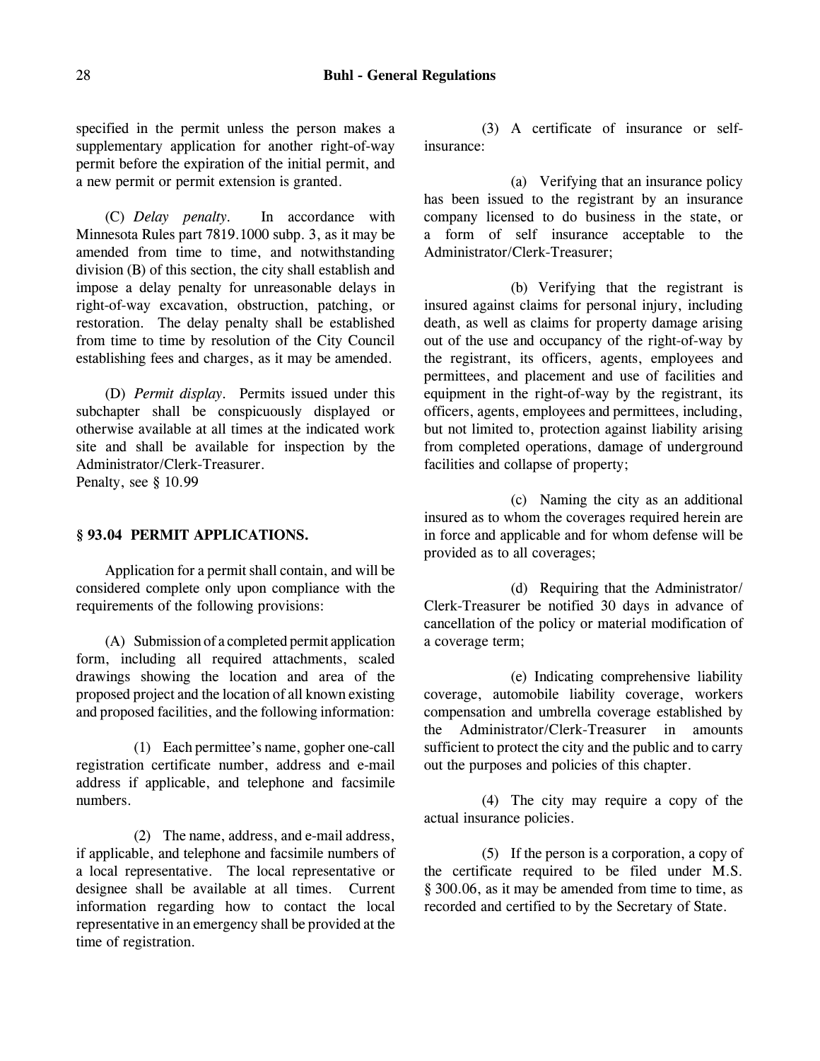specified in the permit unless the person makes a supplementary application for another right-of-way permit before the expiration of the initial permit, and a new permit or permit extension is granted.

(C) *Delay penalty*. In accordance with Minnesota Rules part 7819.1000 subp. 3, as it may be amended from time to time, and notwithstanding division (B) of this section, the city shall establish and impose a delay penalty for unreasonable delays in right-of-way excavation, obstruction, patching, or restoration. The delay penalty shall be established from time to time by resolution of the City Council establishing fees and charges, as it may be amended.

(D) *Permit display*. Permits issued under this subchapter shall be conspicuously displayed or otherwise available at all times at the indicated work site and shall be available for inspection by the Administrator/Clerk-Treasurer.
Penalty, see § 10.99

**§ 93.04 PERMIT APPLICATIONS.**

Application for a permit shall contain, and will be considered complete only upon compliance with the requirements of the following provisions:

(A) Submission of a completed permit application form, including all required attachments, scaled drawings showing the location and area of the proposed project and the location of all known existing and proposed facilities, and the following information:

(1) Each permittee's name, gopher one-call registration certificate number, address and e-mail address if applicable, and telephone and facsimile numbers.

(2) The name, address, and e-mail address, if applicable, and telephone and facsimile numbers of a local representative. The local representative or designee shall be available at all times. Current information regarding how to contact the local representative in an emergency shall be provided at the time of registration.

(3) A certificate of insurance or self-insurance:

(a) Verifying that an insurance policy has been issued to the registrant by an insurance company licensed to do business in the state, or a form of self insurance acceptable to the Administrator/Clerk-Treasurer;

(b) Verifying that the registrant is insured against claims for personal injury, including death, as well as claims for property damage arising out of the use and occupancy of the right-of-way by the registrant, its officers, agents, employees and permittees, and placement and use of facilities and equipment in the right-of-way by the registrant, its officers, agents, employees and permittees, including, but not limited to, protection against liability arising from completed operations, damage of underground facilities and collapse of property;

(c) Naming the city as an additional insured as to whom the coverages required herein are in force and applicable and for whom defense will be provided as to all coverages;

(d) Requiring that the Administrator/Clerk-Treasurer be notified 30 days in advance of cancellation of the policy or material modification of a coverage term;

(e) Indicating comprehensive liability coverage, automobile liability coverage, workers compensation and umbrella coverage established by the Administrator/Clerk-Treasurer in amounts sufficient to protect the city and the public and to carry out the purposes and policies of this chapter.

(4) The city may require a copy of the actual insurance policies.

(5) If the person is a corporation, a copy of the certificate required to be filed under M.S. § 300.06, as it may be amended from time to time, as recorded and certified to by the Secretary of State.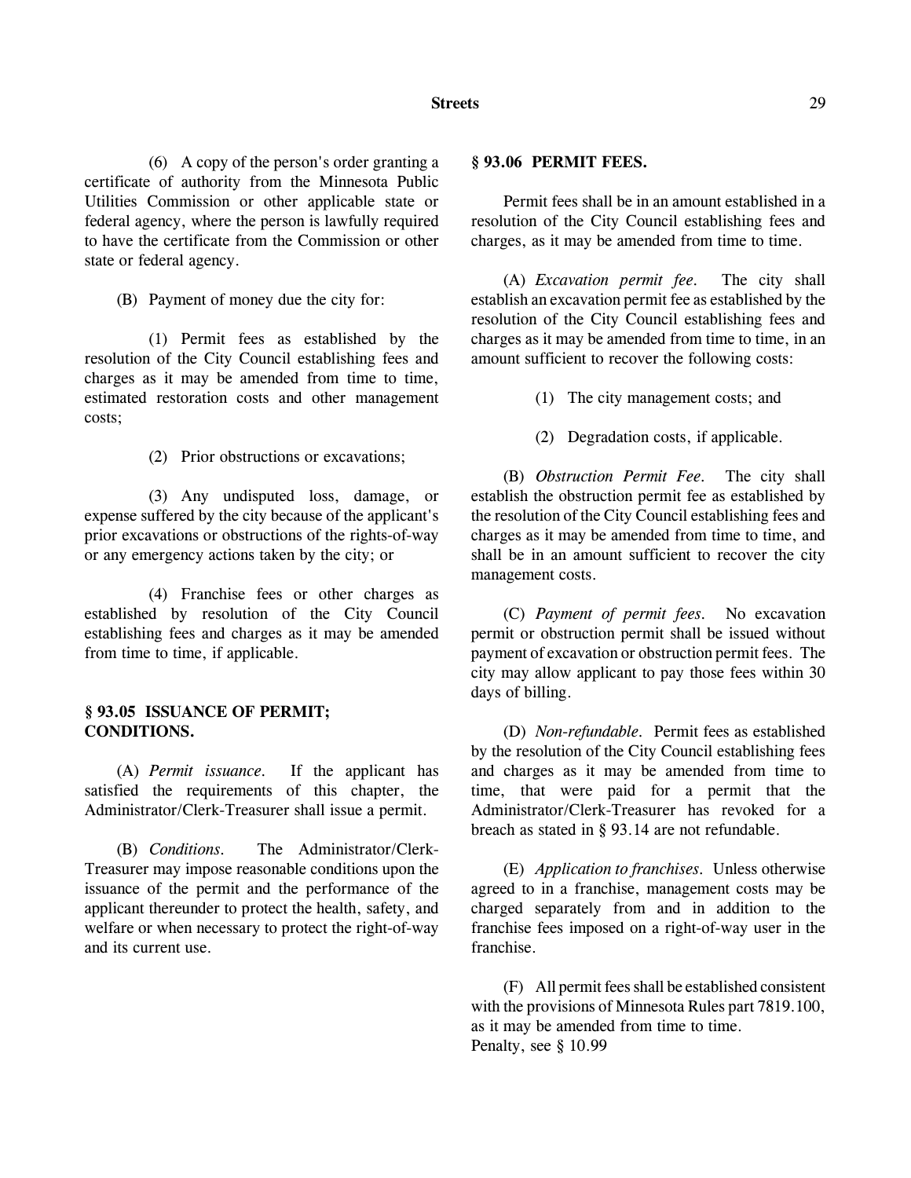(6) A copy of the person's order granting a certificate of authority from the Minnesota Public Utilities Commission or other applicable state or federal agency, where the person is lawfully required to have the certificate from the Commission or other state or federal agency.

(B) Payment of money due the city for:

(1) Permit fees as established by the resolution of the City Council establishing fees and charges as it may be amended from time to time, estimated restoration costs and other management costs;

(2) Prior obstructions or excavations;

(3) Any undisputed loss, damage, or expense suffered by the city because of the applicant's prior excavations or obstructions of the rights-of-way or any emergency actions taken by the city; or

(4) Franchise fees or other charges as established by resolution of the City Council establishing fees and charges as it may be amended from time to time, if applicable.

**§ 93.05 ISSUANCE OF PERMIT; CONDITIONS.**

(A) *Permit issuance.* If the applicant has satisfied the requirements of this chapter, the Administrator/Clerk-Treasurer shall issue a permit.

(B) *Conditions.* The Administrator/Clerk-Treasurer may impose reasonable conditions upon the issuance of the permit and the performance of the applicant thereunder to protect the health, safety, and welfare or when necessary to protect the right-of-way and its current use.

**§ 93.06 PERMIT FEES.**

Permit fees shall be in an amount established in a resolution of the City Council establishing fees and charges, as it may be amended from time to time.

(A) *Excavation permit fee.* The city shall establish an excavation permit fee as established by the resolution of the City Council establishing fees and charges as it may be amended from time to time, in an amount sufficient to recover the following costs:

(1) The city management costs; and

(2) Degradation costs, if applicable.

(B) *Obstruction Permit Fee.* The city shall establish the obstruction permit fee as established by the resolution of the City Council establishing fees and charges as it may be amended from time to time, and shall be in an amount sufficient to recover the city management costs.

(C) *Payment of permit fees.* No excavation permit or obstruction permit shall be issued without payment of excavation or obstruction permit fees. The city may allow applicant to pay those fees within 30 days of billing.

(D) *Non-refundable.* Permit fees as established by the resolution of the City Council establishing fees and charges as it may be amended from time to time, that were paid for a permit that the Administrator/Clerk-Treasurer has revoked for a breach as stated in § 93.14 are not refundable.

(E) *Application to franchises.* Unless otherwise agreed to in a franchise, management costs may be charged separately from and in addition to the franchise fees imposed on a right-of-way user in the franchise.

(F) All permit fees shall be established consistent with the provisions of Minnesota Rules part 7819.100, as it may be amended from time to time.
Penalty, see § 10.99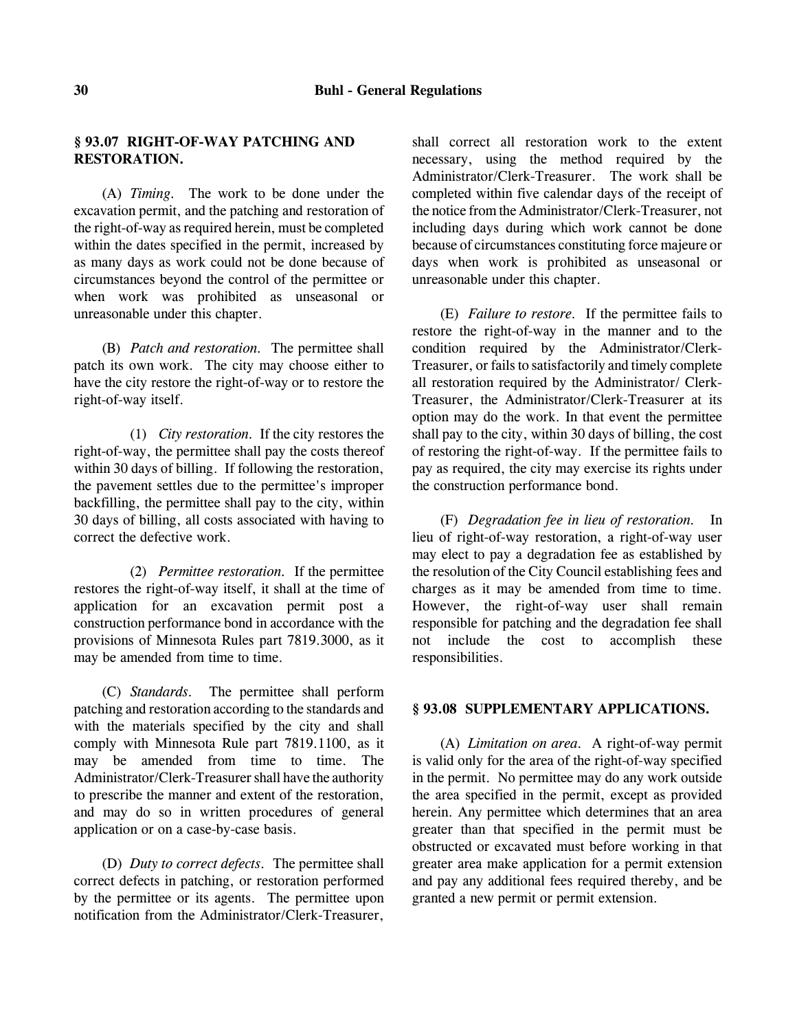## § 93.07 RIGHT-OF-WAY PATCHING AND RESTORATION.

(A) *Timing*. The work to be done under the excavation permit, and the patching and restoration of the right-of-way as required herein, must be completed within the dates specified in the permit, increased by as many days as work could not be done because of circumstances beyond the control of the permittee or when work was prohibited as unseasonal or unreasonable under this chapter.

(B) *Patch and restoration*. The permittee shall patch its own work. The city may choose either to have the city restore the right-of-way or to restore the right-of-way itself.

(1) *City restoration*. If the city restores the right-of-way, the permittee shall pay the costs thereof within 30 days of billing. If following the restoration, the pavement settles due to the permittee's improper backfilling, the permittee shall pay to the city, within 30 days of billing, all costs associated with having to correct the defective work.

(2) *Permittee restoration*. If the permittee restores the right-of-way itself, it shall at the time of application for an excavation permit post a construction performance bond in accordance with the provisions of Minnesota Rules part 7819.3000, as it may be amended from time to time.

(C) *Standards*. The permittee shall perform patching and restoration according to the standards and with the materials specified by the city and shall comply with Minnesota Rule part 7819.1100, as it may be amended from time to time. The Administrator/Clerk-Treasurer shall have the authority to prescribe the manner and extent of the restoration, and may do so in written procedures of general application or on a case-by-case basis.

(D) *Duty to correct defects*. The permittee shall correct defects in patching, or restoration performed by the permittee or its agents. The permittee upon notification from the Administrator/Clerk-Treasurer, shall correct all restoration work to the extent necessary, using the method required by the Administrator/Clerk-Treasurer. The work shall be completed within five calendar days of the receipt of the notice from the Administrator/Clerk-Treasurer, not including days during which work cannot be done because of circumstances constituting force majeure or days when work is prohibited as unseasonal or unreasonable under this chapter.

(E) *Failure to restore*. If the permittee fails to restore the right-of-way in the manner and to the condition required by the Administrator/Clerk-Treasurer, or fails to satisfactorily and timely complete all restoration required by the Administrator/ Clerk-Treasurer, the Administrator/Clerk-Treasurer at its option may do the work. In that event the permittee shall pay to the city, within 30 days of billing, the cost of restoring the right-of-way. If the permittee fails to pay as required, the city may exercise its rights under the construction performance bond.

(F) *Degradation fee in lieu of restoration*. In lieu of right-of-way restoration, a right-of-way user may elect to pay a degradation fee as established by the resolution of the City Council establishing fees and charges as it may be amended from time to time. However, the right-of-way user shall remain responsible for patching and the degradation fee shall not include the cost to accomplish these responsibilities.

## § 93.08 SUPPLEMENTARY APPLICATIONS.

(A) *Limitation on area*. A right-of-way permit is valid only for the area of the right-of-way specified in the permit. No permittee may do any work outside the area specified in the permit, except as provided herein. Any permittee which determines that an area greater than that specified in the permit must be obstructed or excavated must before working in that greater area make application for a permit extension and pay any additional fees required thereby, and be granted a new permit or permit extension.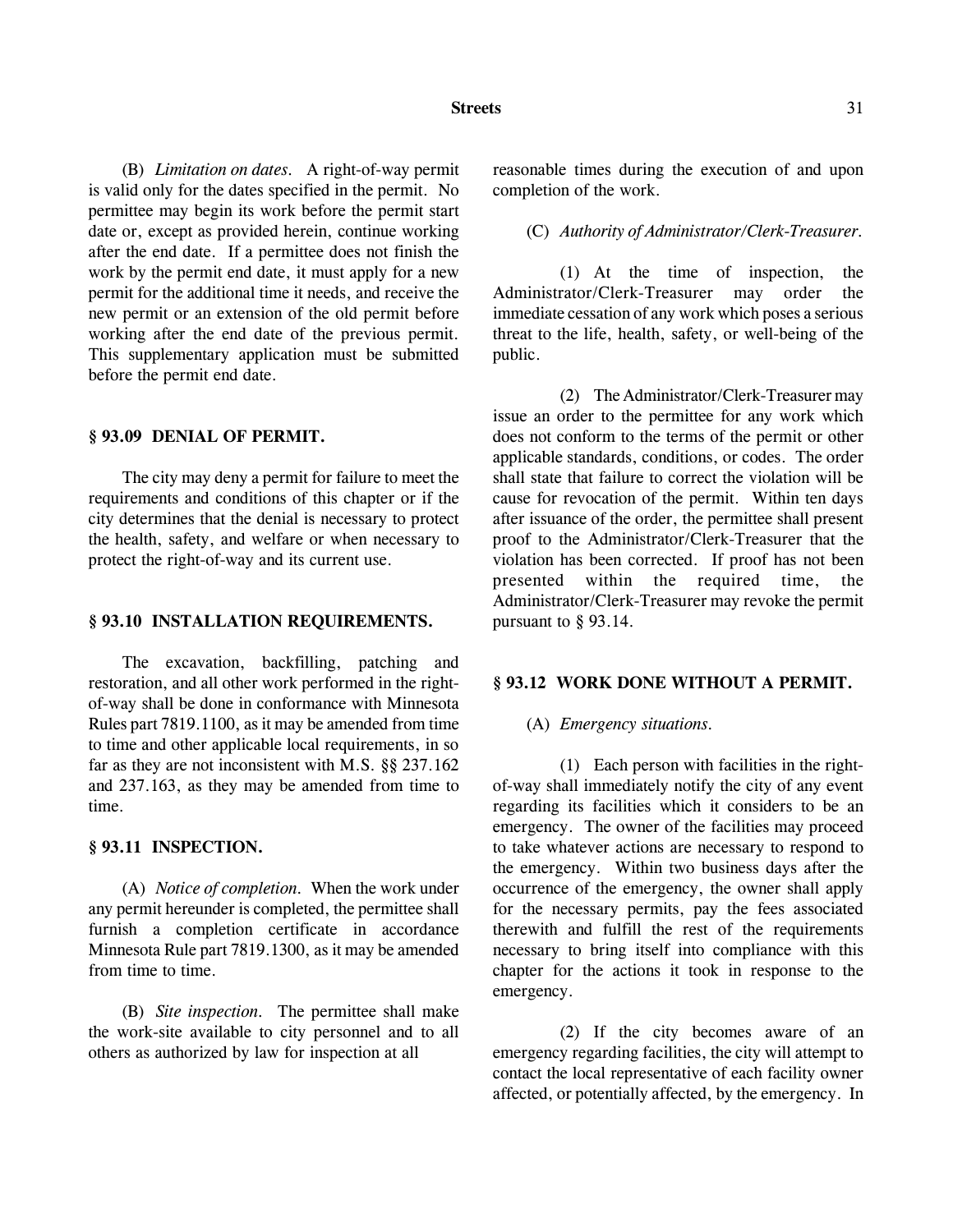(B) *Limitation on dates.* A right-of-way permit is valid only for the dates specified in the permit. No permittee may begin its work before the permit start date or, except as provided herein, continue working after the end date. If a permittee does not finish the work by the permit end date, it must apply for a new permit for the additional time it needs, and receive the new permit or an extension of the old permit before working after the end date of the previous permit. This supplementary application must be submitted before the permit end date.

### § 93.09 DENIAL OF PERMIT.

The city may deny a permit for failure to meet the requirements and conditions of this chapter or if the city determines that the denial is necessary to protect the health, safety, and welfare or when necessary to protect the right-of-way and its current use.

### § 93.10 INSTALLATION REQUIREMENTS.

The excavation, backfilling, patching and restoration, and all other work performed in the right-of-way shall be done in conformance with Minnesota Rules part 7819.1100, as it may be amended from time to time and other applicable local requirements, in so far as they are not inconsistent with M.S. §§ 237.162 and 237.163, as they may be amended from time to time.

### § 93.11 INSPECTION.

(A) *Notice of completion.* When the work under any permit hereunder is completed, the permittee shall furnish a completion certificate in accordance Minnesota Rule part 7819.1300, as it may be amended from time to time.

(B) *Site inspection.* The permittee shall make the work-site available to city personnel and to all others as authorized by law for inspection at all reasonable times during the execution of and upon completion of the work.

(C) *Authority of Administrator/Clerk-Treasurer.*

(1) At the time of inspection, the Administrator/Clerk-Treasurer may order the immediate cessation of any work which poses a serious threat to the life, health, safety, or well-being of the public.

(2) The Administrator/Clerk-Treasurer may issue an order to the permittee for any work which does not conform to the terms of the permit or other applicable standards, conditions, or codes. The order shall state that failure to correct the violation will be cause for revocation of the permit. Within ten days after issuance of the order, the permittee shall present proof to the Administrator/Clerk-Treasurer that the violation has been corrected. If proof has not been presented within the required time, the Administrator/Clerk-Treasurer may revoke the permit pursuant to § 93.14.

### § 93.12 WORK DONE WITHOUT A PERMIT.

(A) *Emergency situations.*

(1) Each person with facilities in the right-of-way shall immediately notify the city of any event regarding its facilities which it considers to be an emergency. The owner of the facilities may proceed to take whatever actions are necessary to respond to the emergency. Within two business days after the occurrence of the emergency, the owner shall apply for the necessary permits, pay the fees associated therewith and fulfill the rest of the requirements necessary to bring itself into compliance with this chapter for the actions it took in response to the emergency.

(2) If the city becomes aware of an emergency regarding facilities, the city will attempt to contact the local representative of each facility owner affected, or potentially affected, by the emergency. In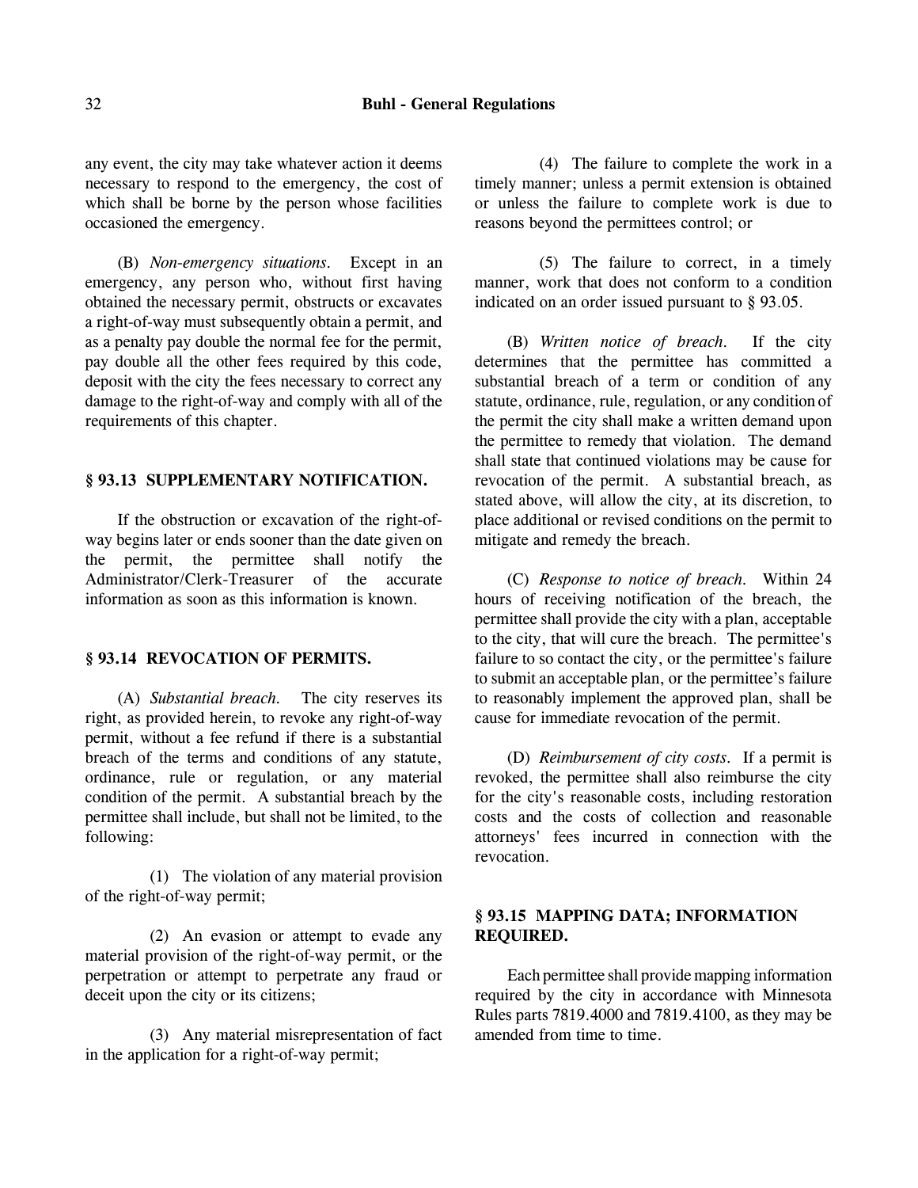any event, the city may take whatever action it deems necessary to respond to the emergency, the cost of which shall be borne by the person whose facilities occasioned the emergency.

(B) *Non-emergency situations.* Except in an emergency, any person who, without first having obtained the necessary permit, obstructs or excavates a right-of-way must subsequently obtain a permit, and as a penalty pay double the normal fee for the permit, pay double all the other fees required by this code, deposit with the city the fees necessary to correct any damage to the right-of-way and comply with all of the requirements of this chapter.

## § 93.13 SUPPLEMENTARY NOTIFICATION.

If the obstruction or excavation of the right-of-way begins later or ends sooner than the date given on the permit, the permittee shall notify the Administrator/Clerk-Treasurer of the accurate information as soon as this information is known.

## § 93.14 REVOCATION OF PERMITS.

(A) *Substantial breach.* The city reserves its right, as provided herein, to revoke any right-of-way permit, without a fee refund if there is a substantial breach of the terms and conditions of any statute, ordinance, rule or regulation, or any material condition of the permit. A substantial breach by the permittee shall include, but shall not be limited, to the following:

(1) The violation of any material provision of the right-of-way permit;

(2) An evasion or attempt to evade any material provision of the right-of-way permit, or the perpetration or attempt to perpetrate any fraud or deceit upon the city or its citizens;

(3) Any material misrepresentation of fact in the application for a right-of-way permit;

(4) The failure to complete the work in a timely manner; unless a permit extension is obtained or unless the failure to complete work is due to reasons beyond the permittees control; or

(5) The failure to correct, in a timely manner, work that does not conform to a condition indicated on an order issued pursuant to § 93.05.

(B) *Written notice of breach.* If the city determines that the permittee has committed a substantial breach of a term or condition of any statute, ordinance, rule, regulation, or any condition of the permit the city shall make a written demand upon the permittee to remedy that violation. The demand shall state that continued violations may be cause for revocation of the permit. A substantial breach, as stated above, will allow the city, at its discretion, to place additional or revised conditions on the permit to mitigate and remedy the breach.

(C) *Response to notice of breach.* Within 24 hours of receiving notification of the breach, the permittee shall provide the city with a plan, acceptable to the city, that will cure the breach. The permittee's failure to so contact the city, or the permittee's failure to submit an acceptable plan, or the permittee's failure to reasonably implement the approved plan, shall be cause for immediate revocation of the permit.

(D) *Reimbursement of city costs.* If a permit is revoked, the permittee shall also reimburse the city for the city's reasonable costs, including restoration costs and the costs of collection and reasonable attorneys' fees incurred in connection with the revocation.

## § 93.15 MAPPING DATA; INFORMATION REQUIRED.

Each permittee shall provide mapping information required by the city in accordance with Minnesota Rules parts 7819.4000 and 7819.4100, as they may be amended from time to time.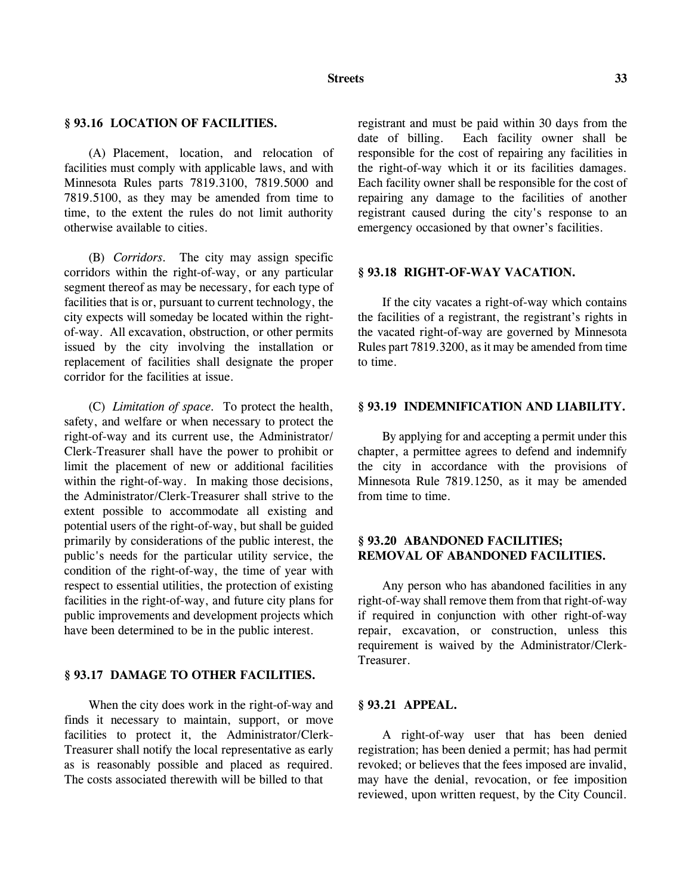### § 93.16 LOCATION OF FACILITIES.

(A) Placement, location, and relocation of facilities must comply with applicable laws, and with Minnesota Rules parts 7819.3100, 7819.5000 and 7819.5100, as they may be amended from time to time, to the extent the rules do not limit authority otherwise available to cities.

(B) *Corridors.* The city may assign specific corridors within the right-of-way, or any particular segment thereof as may be necessary, for each type of facilities that is or, pursuant to current technology, the city expects will someday be located within the right-of-way. All excavation, obstruction, or other permits issued by the city involving the installation or replacement of facilities shall designate the proper corridor for the facilities at issue.

(C) *Limitation of space.* To protect the health, safety, and welfare or when necessary to protect the right-of-way and its current use, the Administrator/Clerk-Treasurer shall have the power to prohibit or limit the placement of new or additional facilities within the right-of-way. In making those decisions, the Administrator/Clerk-Treasurer shall strive to the extent possible to accommodate all existing and potential users of the right-of-way, but shall be guided primarily by considerations of the public interest, the public's needs for the particular utility service, the condition of the right-of-way, the time of year with respect to essential utilities, the protection of existing facilities in the right-of-way, and future city plans for public improvements and development projects which have been determined to be in the public interest.

### § 93.17 DAMAGE TO OTHER FACILITIES.

When the city does work in the right-of-way and finds it necessary to maintain, support, or move facilities to protect it, the Administrator/Clerk-Treasurer shall notify the local representative as early as is reasonably possible and placed as required. The costs associated therewith will be billed to that registrant and must be paid within 30 days from the date of billing. Each facility owner shall be responsible for the cost of repairing any facilities in the right-of-way which it or its facilities damages. Each facility owner shall be responsible for the cost of repairing any damage to the facilities of another registrant caused during the city's response to an emergency occasioned by that owner's facilities.

### § 93.18 RIGHT-OF-WAY VACATION.

If the city vacates a right-of-way which contains the facilities of a registrant, the registrant's rights in the vacated right-of-way are governed by Minnesota Rules part 7819.3200, as it may be amended from time to time.

### § 93.19 INDEMNIFICATION AND LIABILITY.

By applying for and accepting a permit under this chapter, a permittee agrees to defend and indemnify the city in accordance with the provisions of Minnesota Rule 7819.1250, as it may be amended from time to time.

### § 93.20 ABANDONED FACILITIES; REMOVAL OF ABANDONED FACILITIES.

Any person who has abandoned facilities in any right-of-way shall remove them from that right-of-way if required in conjunction with other right-of-way repair, excavation, or construction, unless this requirement is waived by the Administrator/Clerk-Treasurer.

### § 93.21 APPEAL.

A right-of-way user that has been denied registration; has been denied a permit; has had permit revoked; or believes that the fees imposed are invalid, may have the denial, revocation, or fee imposition reviewed, upon written request, by the City Council.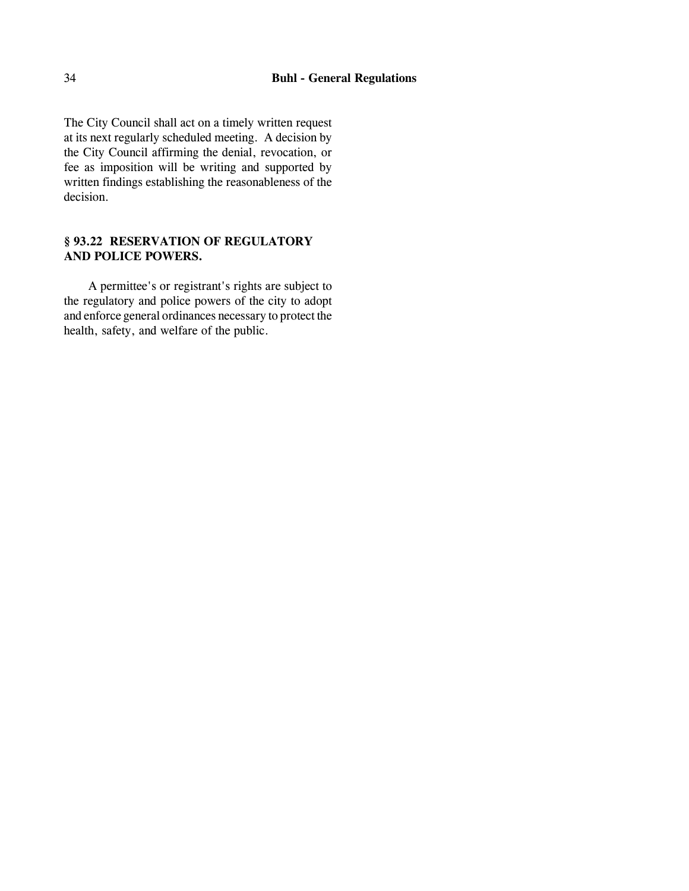The City Council shall act on a timely written request at its next regularly scheduled meeting. A decision by the City Council affirming the denial, revocation, or fee as imposition will be writing and supported by written findings establishing the reasonableness of the decision.

## § 93.22 RESERVATION OF REGULATORY AND POLICE POWERS.

A permittee's or registrant's rights are subject to the regulatory and police powers of the city to adopt and enforce general ordinances necessary to protect the health, safety, and welfare of the public.